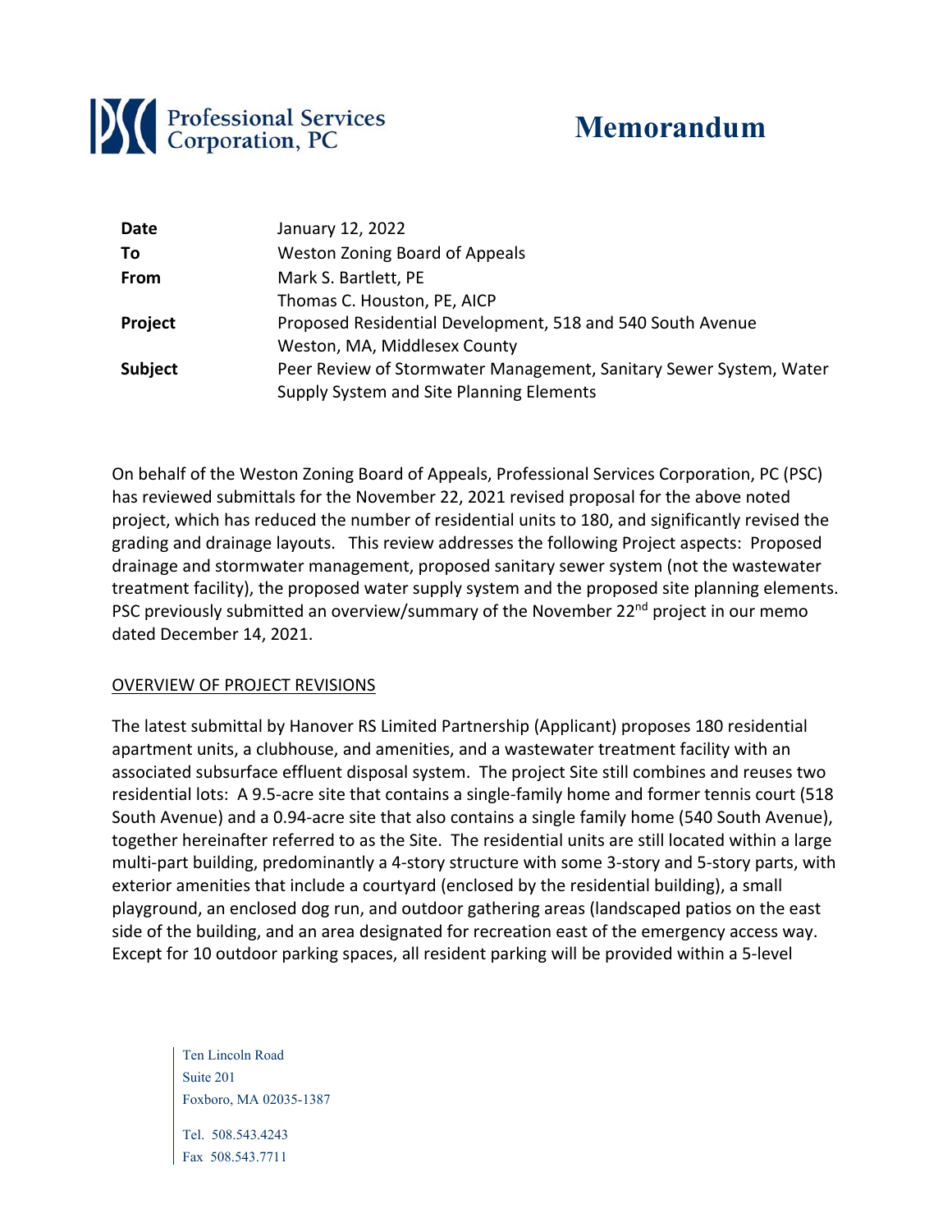Professional Services Corporation, PC

# Memorandum

| | |
|---|---|
| **Date** | January 12, 2022 |
| **To** | Weston Zoning Board of Appeals |
| **From** | Mark S. Bartlett, PE<br>Thomas C. Houston, PE, AICP |
| **Project** | Proposed Residential Development, 518 and 540 South Avenue<br>Weston, MA, Middlesex County |
| **Subject** | Peer Review of Stormwater Management, Sanitary Sewer System, Water Supply System and Site Planning Elements |

On behalf of the Weston Zoning Board of Appeals, Professional Services Corporation, PC (PSC) has reviewed submittals for the November 22, 2021 revised proposal for the above noted project, which has reduced the number of residential units to 180, and significantly revised the grading and drainage layouts. This review addresses the following Project aspects: Proposed drainage and stormwater management, proposed sanitary sewer system (not the wastewater treatment facility), the proposed water supply system and the proposed site planning elements. PSC previously submitted an overview/summary of the November 22nd project in our memo dated December 14, 2021.

## OVERVIEW OF PROJECT REVISIONS

The latest submittal by Hanover RS Limited Partnership (Applicant) proposes 180 residential apartment units, a clubhouse, and amenities, and a wastewater treatment facility with an associated subsurface effluent disposal system. The project Site still combines and reuses two residential lots: A 9.5-acre site that contains a single-family home and former tennis court (518 South Avenue) and a 0.94-acre site that also contains a single family home (540 South Avenue), together hereinafter referred to as the Site. The residential units are still located within a large multi-part building, predominantly a 4-story structure with some 3-story and 5-story parts, with exterior amenities that include a courtyard (enclosed by the residential building), a small playground, an enclosed dog run, and outdoor gathering areas (landscaped patios on the east side of the building, and an area designated for recreation east of the emergency access way. Except for 10 outdoor parking spaces, all resident parking will be provided within a 5-level

Ten Lincoln Road
Suite 201
Foxboro, MA 02035-1387

Tel. 508.543.4243
Fax 508.543.7711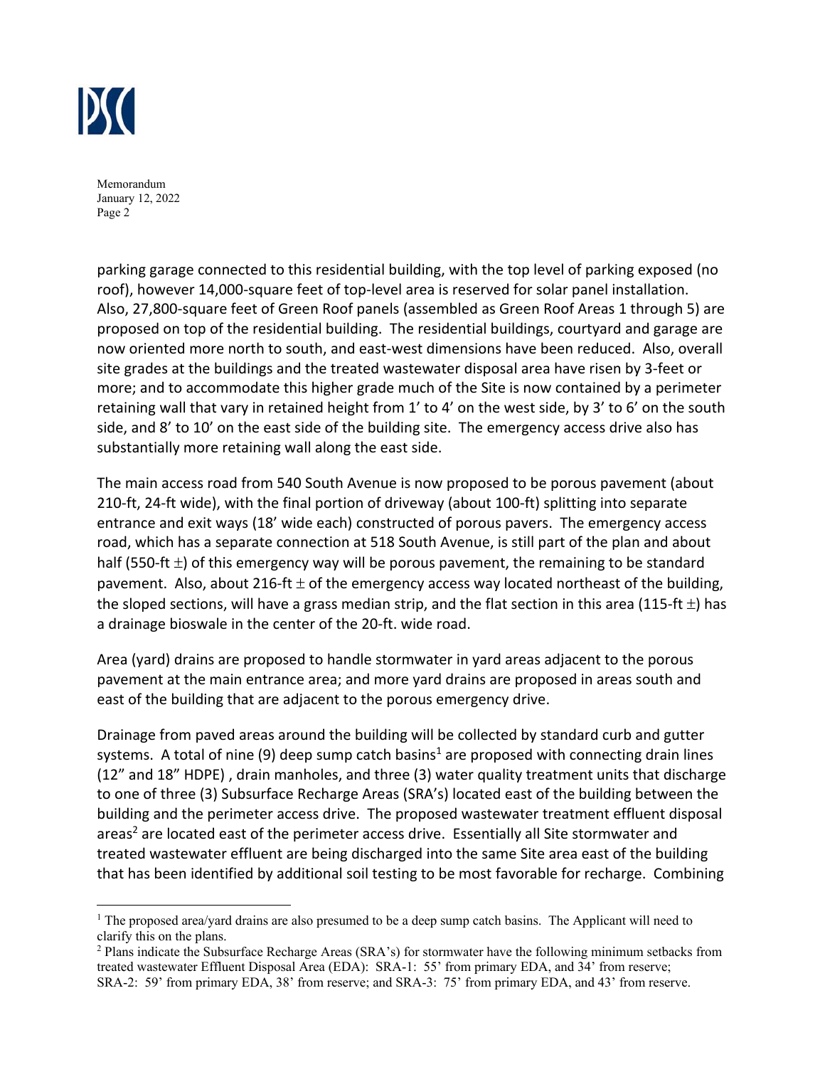parking garage connected to this residential building, with the top level of parking exposed (no roof), however 14,000-square feet of top-level area is reserved for solar panel installation. Also, 27,800-square feet of Green Roof panels (assembled as Green Roof Areas 1 through 5) are proposed on top of the residential building. The residential buildings, courtyard and garage are now oriented more north to south, and east-west dimensions have been reduced. Also, overall site grades at the buildings and the treated wastewater disposal area have risen by 3-feet or more; and to accommodate this higher grade much of the Site is now contained by a perimeter retaining wall that vary in retained height from 1' to 4' on the west side, by 3' to 6' on the south side, and 8' to 10' on the east side of the building site. The emergency access drive also has substantially more retaining wall along the east side.

The main access road from 540 South Avenue is now proposed to be porous pavement (about 210-ft, 24-ft wide), with the final portion of driveway (about 100-ft) splitting into separate entrance and exit ways (18' wide each) constructed of porous pavers. The emergency access road, which has a separate connection at 518 South Avenue, is still part of the plan and about half (550-ft $\pm$) of this emergency way will be porous pavement, the remaining to be standard pavement. Also, about 216-ft $\pm$ of the emergency access way located northeast of the building, the sloped sections, will have a grass median strip, and the flat section in this area (115-ft $\pm$) has a drainage bioswale in the center of the 20-ft. wide road.

Area (yard) drains are proposed to handle stormwater in yard areas adjacent to the porous pavement at the main entrance area; and more yard drains are proposed in areas south and east of the building that are adjacent to the porous emergency drive.

Drainage from paved areas around the building will be collected by standard curb and gutter systems. A total of nine (9) deep sump catch basins[1] are proposed with connecting drain lines (12" and 18" HDPE) , drain manholes, and three (3) water quality treatment units that discharge to one of three (3) Subsurface Recharge Areas (SRA's) located east of the building between the building and the perimeter access drive. The proposed wastewater treatment effluent disposal areas[2] are located east of the perimeter access drive. Essentially all Site stormwater and treated wastewater effluent are being discharged into the same Site area east of the building that has been identified by additional soil testing to be most favorable for recharge. Combining

---

[1] The proposed area/yard drains are also presumed to be a deep sump catch basins. The Applicant will need to clarify this on the plans.

[2] Plans indicate the Subsurface Recharge Areas (SRA's) for stormwater have the following minimum setbacks from treated wastewater Effluent Disposal Area (EDA): SRA-1: 55' from primary EDA, and 34' from reserve; SRA-2: 59' from primary EDA, 38' from reserve; and SRA-3: 75' from primary EDA, and 43' from reserve.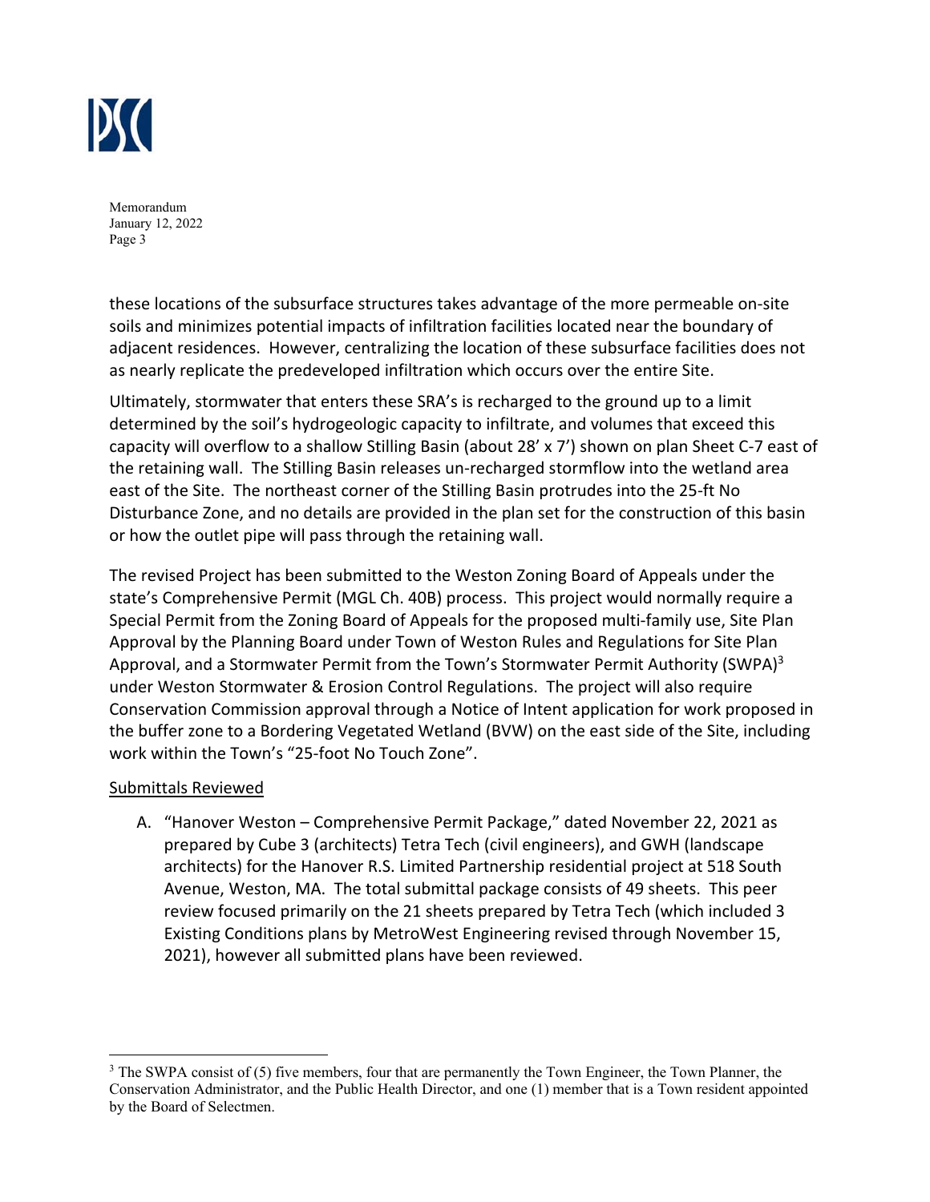these locations of the subsurface structures takes advantage of the more permeable on-site soils and minimizes potential impacts of infiltration facilities located near the boundary of adjacent residences. However, centralizing the location of these subsurface facilities does not as nearly replicate the predeveloped infiltration which occurs over the entire Site.

Ultimately, stormwater that enters these SRA's is recharged to the ground up to a limit determined by the soil's hydrogeologic capacity to infiltrate, and volumes that exceed this capacity will overflow to a shallow Stilling Basin (about 28' x 7') shown on plan Sheet C-7 east of the retaining wall. The Stilling Basin releases un-recharged stormflow into the wetland area east of the Site. The northeast corner of the Stilling Basin protrudes into the 25-ft No Disturbance Zone, and no details are provided in the plan set for the construction of this basin or how the outlet pipe will pass through the retaining wall.

The revised Project has been submitted to the Weston Zoning Board of Appeals under the state's Comprehensive Permit (MGL Ch. 40B) process. This project would normally require a Special Permit from the Zoning Board of Appeals for the proposed multi-family use, Site Plan Approval by the Planning Board under Town of Weston Rules and Regulations for Site Plan Approval, and a Stormwater Permit from the Town's Stormwater Permit Authority (SWPA)[3] under Weston Stormwater & Erosion Control Regulations. The project will also require Conservation Commission approval through a Notice of Intent application for work proposed in the buffer zone to a Bordering Vegetated Wetland (BVW) on the east side of the Site, including work within the Town's "25-foot No Touch Zone".

Submittals Reviewed

A. "Hanover Weston – Comprehensive Permit Package," dated November 22, 2021 as prepared by Cube 3 (architects) Tetra Tech (civil engineers), and GWH (landscape architects) for the Hanover R.S. Limited Partnership residential project at 518 South Avenue, Weston, MA. The total submittal package consists of 49 sheets. This peer review focused primarily on the 21 sheets prepared by Tetra Tech (which included 3 Existing Conditions plans by MetroWest Engineering revised through November 15, 2021), however all submitted plans have been reviewed.

[3] The SWPA consist of (5) five members, four that are permanently the Town Engineer, the Town Planner, the Conservation Administrator, and the Public Health Director, and one (1) member that is a Town resident appointed by the Board of Selectmen.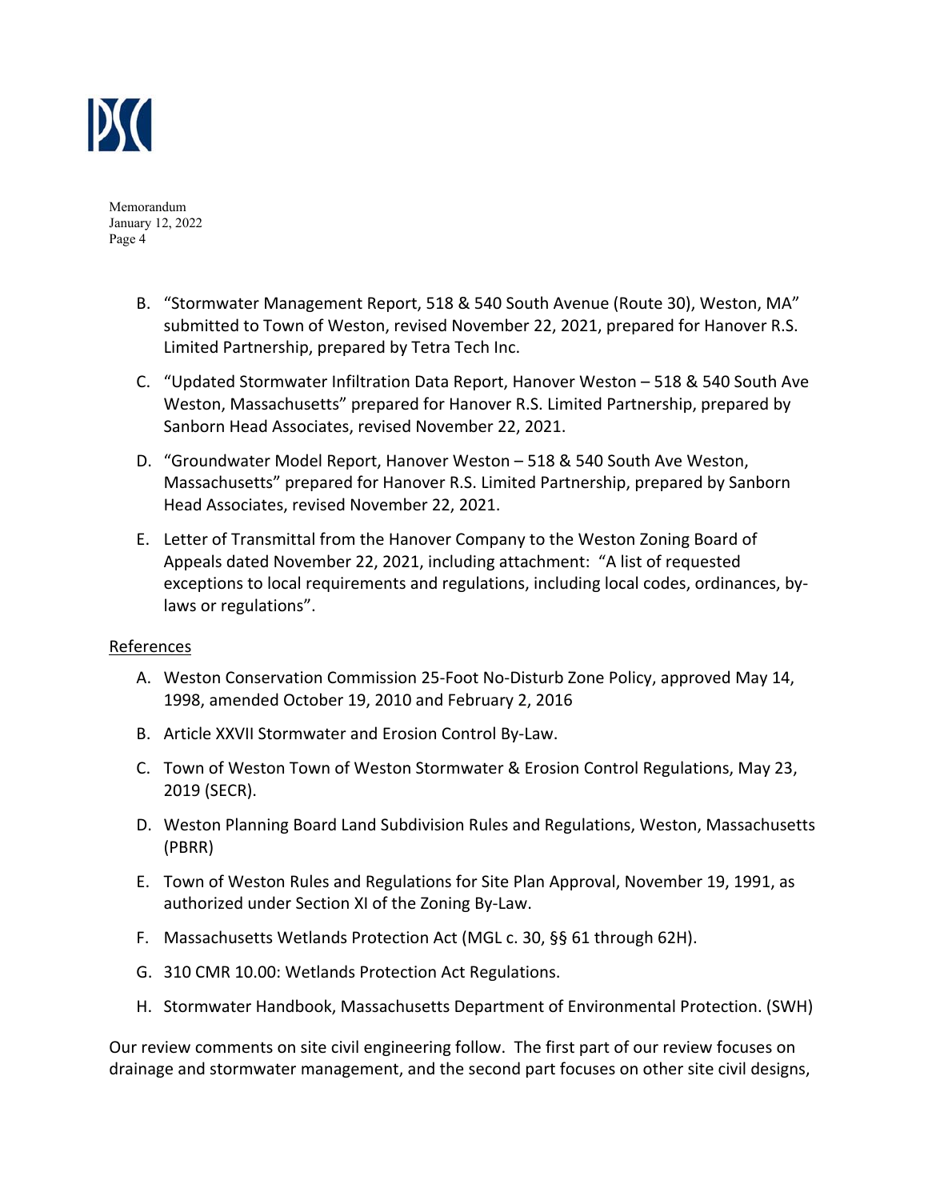B. "Stormwater Management Report, 518 & 540 South Avenue (Route 30), Weston, MA" submitted to Town of Weston, revised November 22, 2021, prepared for Hanover R.S. Limited Partnership, prepared by Tetra Tech Inc.

C. "Updated Stormwater Infiltration Data Report, Hanover Weston – 518 & 540 South Ave Weston, Massachusetts" prepared for Hanover R.S. Limited Partnership, prepared by Sanborn Head Associates, revised November 22, 2021.

D. "Groundwater Model Report, Hanover Weston – 518 & 540 South Ave Weston, Massachusetts" prepared for Hanover R.S. Limited Partnership, prepared by Sanborn Head Associates, revised November 22, 2021.

E. Letter of Transmittal from the Hanover Company to the Weston Zoning Board of Appeals dated November 22, 2021, including attachment: "A list of requested exceptions to local requirements and regulations, including local codes, ordinances, by-laws or regulations".

References

A. Weston Conservation Commission 25-Foot No-Disturb Zone Policy, approved May 14, 1998, amended October 19, 2010 and February 2, 2016

B. Article XXVII Stormwater and Erosion Control By-Law.

C. Town of Weston Town of Weston Stormwater & Erosion Control Regulations, May 23, 2019 (SECR).

D. Weston Planning Board Land Subdivision Rules and Regulations, Weston, Massachusetts (PBRR)

E. Town of Weston Rules and Regulations for Site Plan Approval, November 19, 1991, as authorized under Section XI of the Zoning By-Law.

F. Massachusetts Wetlands Protection Act (MGL c. 30, §§ 61 through 62H).

G. 310 CMR 10.00: Wetlands Protection Act Regulations.

H. Stormwater Handbook, Massachusetts Department of Environmental Protection. (SWH)

Our review comments on site civil engineering follow. The first part of our review focuses on drainage and stormwater management, and the second part focuses on other site civil designs,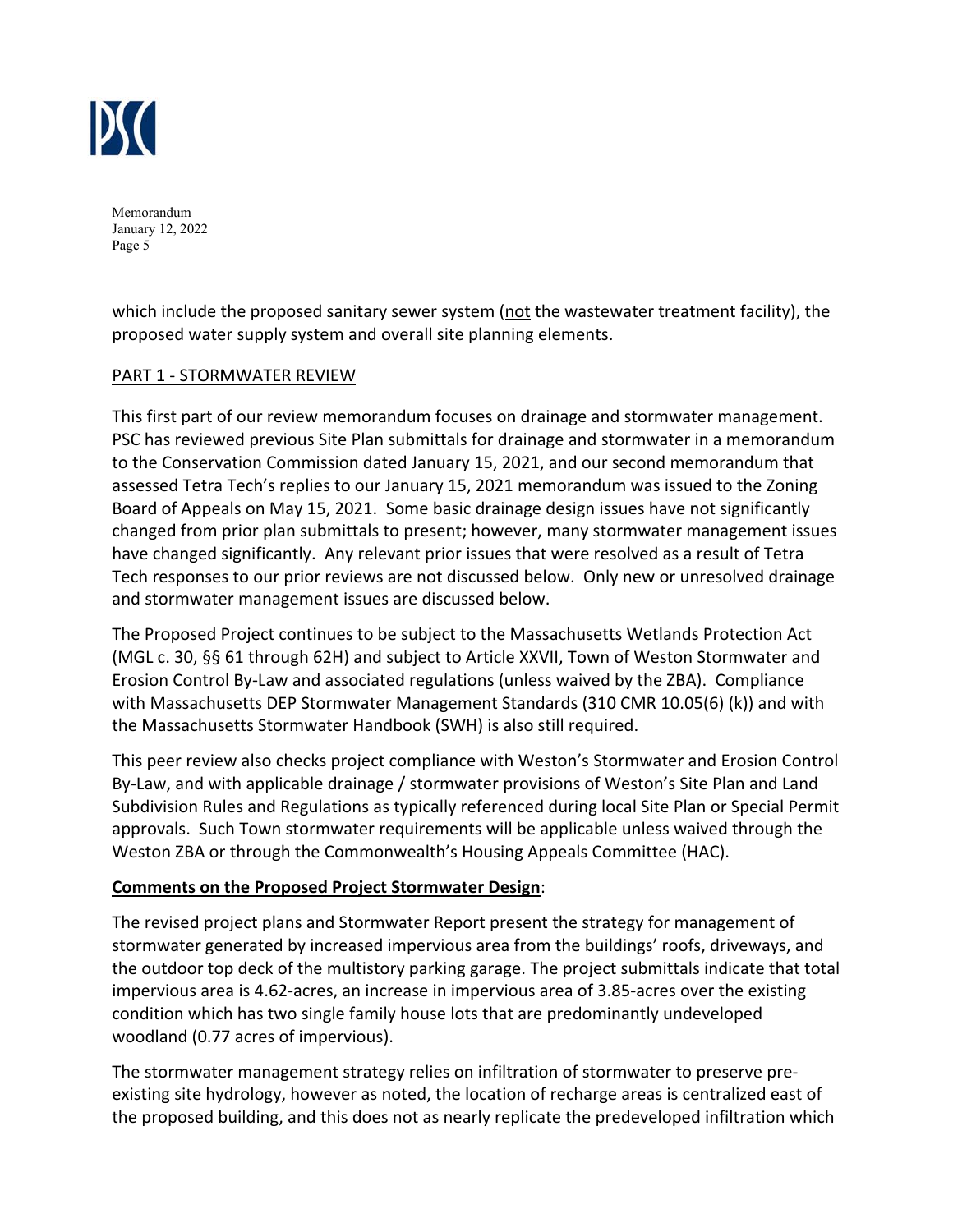which include the proposed sanitary sewer system (not the wastewater treatment facility), the proposed water supply system and overall site planning elements.

## PART 1 - STORMWATER REVIEW

This first part of our review memorandum focuses on drainage and stormwater management. PSC has reviewed previous Site Plan submittals for drainage and stormwater in a memorandum to the Conservation Commission dated January 15, 2021, and our second memorandum that assessed Tetra Tech's replies to our January 15, 2021 memorandum was issued to the Zoning Board of Appeals on May 15, 2021. Some basic drainage design issues have not significantly changed from prior plan submittals to present; however, many stormwater management issues have changed significantly. Any relevant prior issues that were resolved as a result of Tetra Tech responses to our prior reviews are not discussed below. Only new or unresolved drainage and stormwater management issues are discussed below.

The Proposed Project continues to be subject to the Massachusetts Wetlands Protection Act (MGL c. 30, §§ 61 through 62H) and subject to Article XXVII, Town of Weston Stormwater and Erosion Control By-Law and associated regulations (unless waived by the ZBA). Compliance with Massachusetts DEP Stormwater Management Standards (310 CMR 10.05(6) (k)) and with the Massachusetts Stormwater Handbook (SWH) is also still required.

This peer review also checks project compliance with Weston's Stormwater and Erosion Control By-Law, and with applicable drainage / stormwater provisions of Weston's Site Plan and Land Subdivision Rules and Regulations as typically referenced during local Site Plan or Special Permit approvals. Such Town stormwater requirements will be applicable unless waived through the Weston ZBA or through the Commonwealth's Housing Appeals Committee (HAC).

**Comments on the Proposed Project Stormwater Design**:

The revised project plans and Stormwater Report present the strategy for management of stormwater generated by increased impervious area from the buildings' roofs, driveways, and the outdoor top deck of the multistory parking garage. The project submittals indicate that total impervious area is 4.62-acres, an increase in impervious area of 3.85-acres over the existing condition which has two single family house lots that are predominantly undeveloped woodland (0.77 acres of impervious).

The stormwater management strategy relies on infiltration of stormwater to preserve pre-existing site hydrology, however as noted, the location of recharge areas is centralized east of the proposed building, and this does not as nearly replicate the predeveloped infiltration which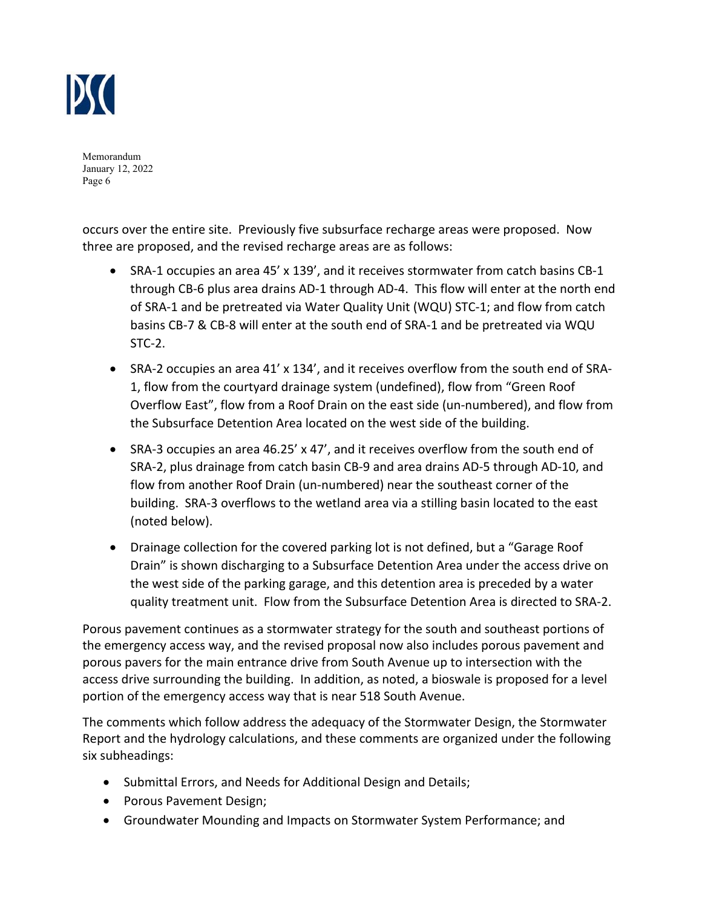occurs over the entire site. Previously five subsurface recharge areas were proposed. Now three are proposed, and the revised recharge areas are as follows:

- SRA-1 occupies an area 45' x 139', and it receives stormwater from catch basins CB-1 through CB-6 plus area drains AD-1 through AD-4. This flow will enter at the north end of SRA-1 and be pretreated via Water Quality Unit (WQU) STC-1; and flow from catch basins CB-7 & CB-8 will enter at the south end of SRA-1 and be pretreated via WQU STC-2.
- SRA-2 occupies an area 41' x 134', and it receives overflow from the south end of SRA-1, flow from the courtyard drainage system (undefined), flow from "Green Roof Overflow East", flow from a Roof Drain on the east side (un-numbered), and flow from the Subsurface Detention Area located on the west side of the building.
- SRA-3 occupies an area 46.25' x 47', and it receives overflow from the south end of SRA-2, plus drainage from catch basin CB-9 and area drains AD-5 through AD-10, and flow from another Roof Drain (un-numbered) near the southeast corner of the building. SRA-3 overflows to the wetland area via a stilling basin located to the east (noted below).
- Drainage collection for the covered parking lot is not defined, but a "Garage Roof Drain" is shown discharging to a Subsurface Detention Area under the access drive on the west side of the parking garage, and this detention area is preceded by a water quality treatment unit. Flow from the Subsurface Detention Area is directed to SRA-2.

Porous pavement continues as a stormwater strategy for the south and southeast portions of the emergency access way, and the revised proposal now also includes porous pavement and porous pavers for the main entrance drive from South Avenue up to intersection with the access drive surrounding the building. In addition, as noted, a bioswale is proposed for a level portion of the emergency access way that is near 518 South Avenue.

The comments which follow address the adequacy of the Stormwater Design, the Stormwater Report and the hydrology calculations, and these comments are organized under the following six subheadings:

- Submittal Errors, and Needs for Additional Design and Details;
- Porous Pavement Design;
- Groundwater Mounding and Impacts on Stormwater System Performance; and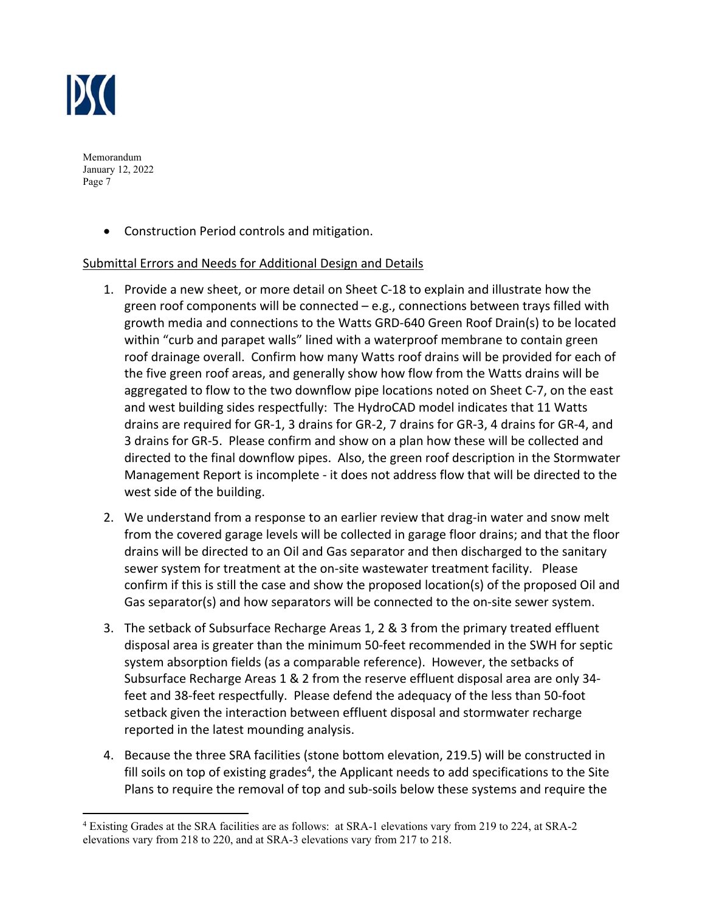- Construction Period controls and mitigation.

Submittal Errors and Needs for Additional Design and Details

1. Provide a new sheet, or more detail on Sheet C-18 to explain and illustrate how the green roof components will be connected – e.g., connections between trays filled with growth media and connections to the Watts GRD-640 Green Roof Drain(s) to be located within "curb and parapet walls" lined with a waterproof membrane to contain green roof drainage overall. Confirm how many Watts roof drains will be provided for each of the five green roof areas, and generally show how flow from the Watts drains will be aggregated to flow to the two downflow pipe locations noted on Sheet C-7, on the east and west building sides respectfully: The HydroCAD model indicates that 11 Watts drains are required for GR-1, 3 drains for GR-2, 7 drains for GR-3, 4 drains for GR-4, and 3 drains for GR-5. Please confirm and show on a plan how these will be collected and directed to the final downflow pipes. Also, the green roof description in the Stormwater Management Report is incomplete - it does not address flow that will be directed to the west side of the building.

2. We understand from a response to an earlier review that drag-in water and snow melt from the covered garage levels will be collected in garage floor drains; and that the floor drains will be directed to an Oil and Gas separator and then discharged to the sanitary sewer system for treatment at the on-site wastewater treatment facility. Please confirm if this is still the case and show the proposed location(s) of the proposed Oil and Gas separator(s) and how separators will be connected to the on-site sewer system.

3. The setback of Subsurface Recharge Areas 1, 2 & 3 from the primary treated effluent disposal area is greater than the minimum 50-feet recommended in the SWH for septic system absorption fields (as a comparable reference). However, the setbacks of Subsurface Recharge Areas 1 & 2 from the reserve effluent disposal area are only 34-feet and 38-feet respectfully. Please defend the adequacy of the less than 50-foot setback given the interaction between effluent disposal and stormwater recharge reported in the latest mounding analysis.

4. Because the three SRA facilities (stone bottom elevation, 219.5) will be constructed in fill soils on top of existing grades[4], the Applicant needs to add specifications to the Site Plans to require the removal of top and sub-soils below these systems and require the

[4] Existing Grades at the SRA facilities are as follows: at SRA-1 elevations vary from 219 to 224, at SRA-2 elevations vary from 218 to 220, and at SRA-3 elevations vary from 217 to 218.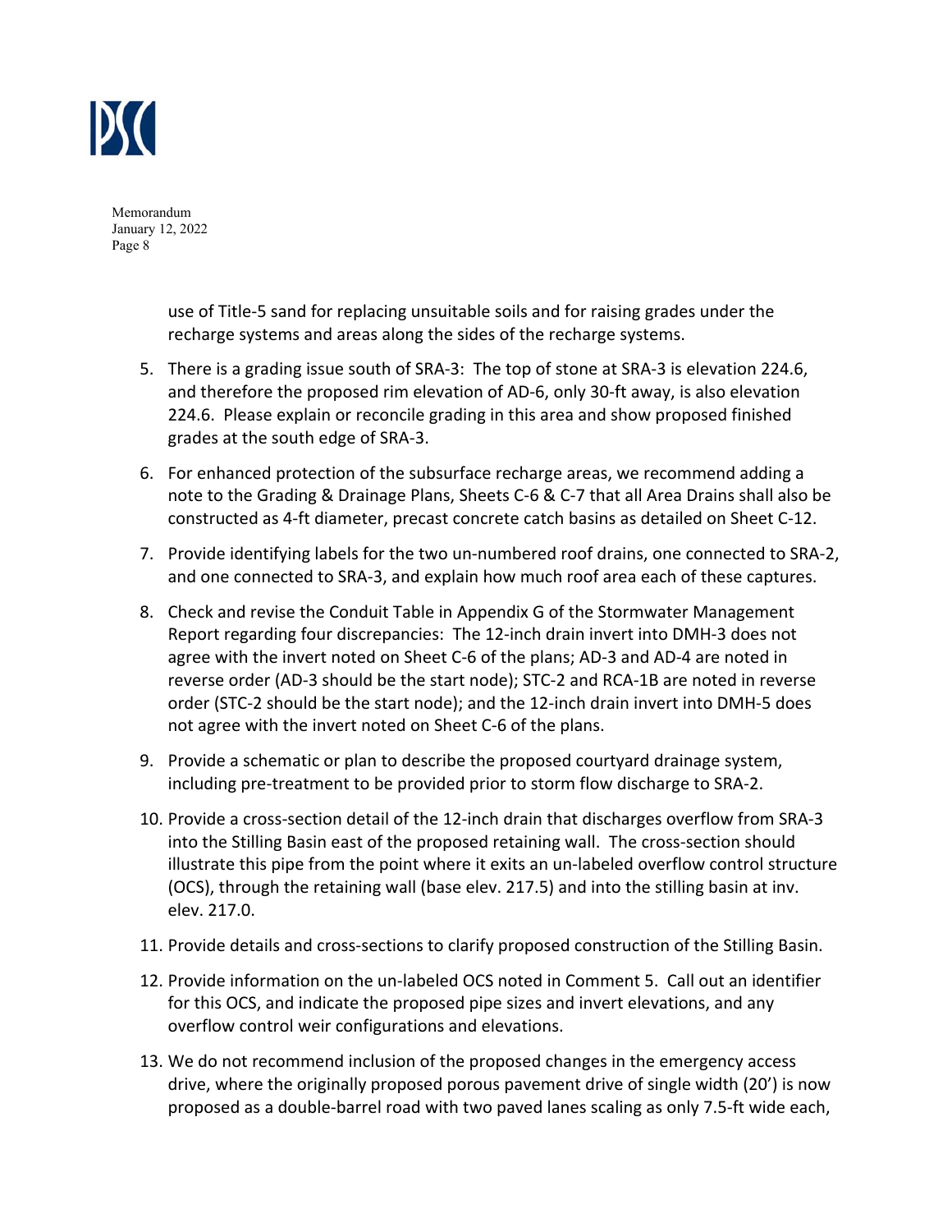use of Title-5 sand for replacing unsuitable soils and for raising grades under the recharge systems and areas along the sides of the recharge systems.

5. There is a grading issue south of SRA-3: The top of stone at SRA-3 is elevation 224.6, and therefore the proposed rim elevation of AD-6, only 30-ft away, is also elevation 224.6. Please explain or reconcile grading in this area and show proposed finished grades at the south edge of SRA-3.

6. For enhanced protection of the subsurface recharge areas, we recommend adding a note to the Grading & Drainage Plans, Sheets C-6 & C-7 that all Area Drains shall also be constructed as 4-ft diameter, precast concrete catch basins as detailed on Sheet C-12.

7. Provide identifying labels for the two un-numbered roof drains, one connected to SRA-2, and one connected to SRA-3, and explain how much roof area each of these captures.

8. Check and revise the Conduit Table in Appendix G of the Stormwater Management Report regarding four discrepancies: The 12-inch drain invert into DMH-3 does not agree with the invert noted on Sheet C-6 of the plans; AD-3 and AD-4 are noted in reverse order (AD-3 should be the start node); STC-2 and RCA-1B are noted in reverse order (STC-2 should be the start node); and the 12-inch drain invert into DMH-5 does not agree with the invert noted on Sheet C-6 of the plans.

9. Provide a schematic or plan to describe the proposed courtyard drainage system, including pre-treatment to be provided prior to storm flow discharge to SRA-2.

10. Provide a cross-section detail of the 12-inch drain that discharges overflow from SRA-3 into the Stilling Basin east of the proposed retaining wall. The cross-section should illustrate this pipe from the point where it exits an un-labeled overflow control structure (OCS), through the retaining wall (base elev. 217.5) and into the stilling basin at inv. elev. 217.0.

11. Provide details and cross-sections to clarify proposed construction of the Stilling Basin.

12. Provide information on the un-labeled OCS noted in Comment 5. Call out an identifier for this OCS, and indicate the proposed pipe sizes and invert elevations, and any overflow control weir configurations and elevations.

13. We do not recommend inclusion of the proposed changes in the emergency access drive, where the originally proposed porous pavement drive of single width (20') is now proposed as a double-barrel road with two paved lanes scaling as only 7.5-ft wide each,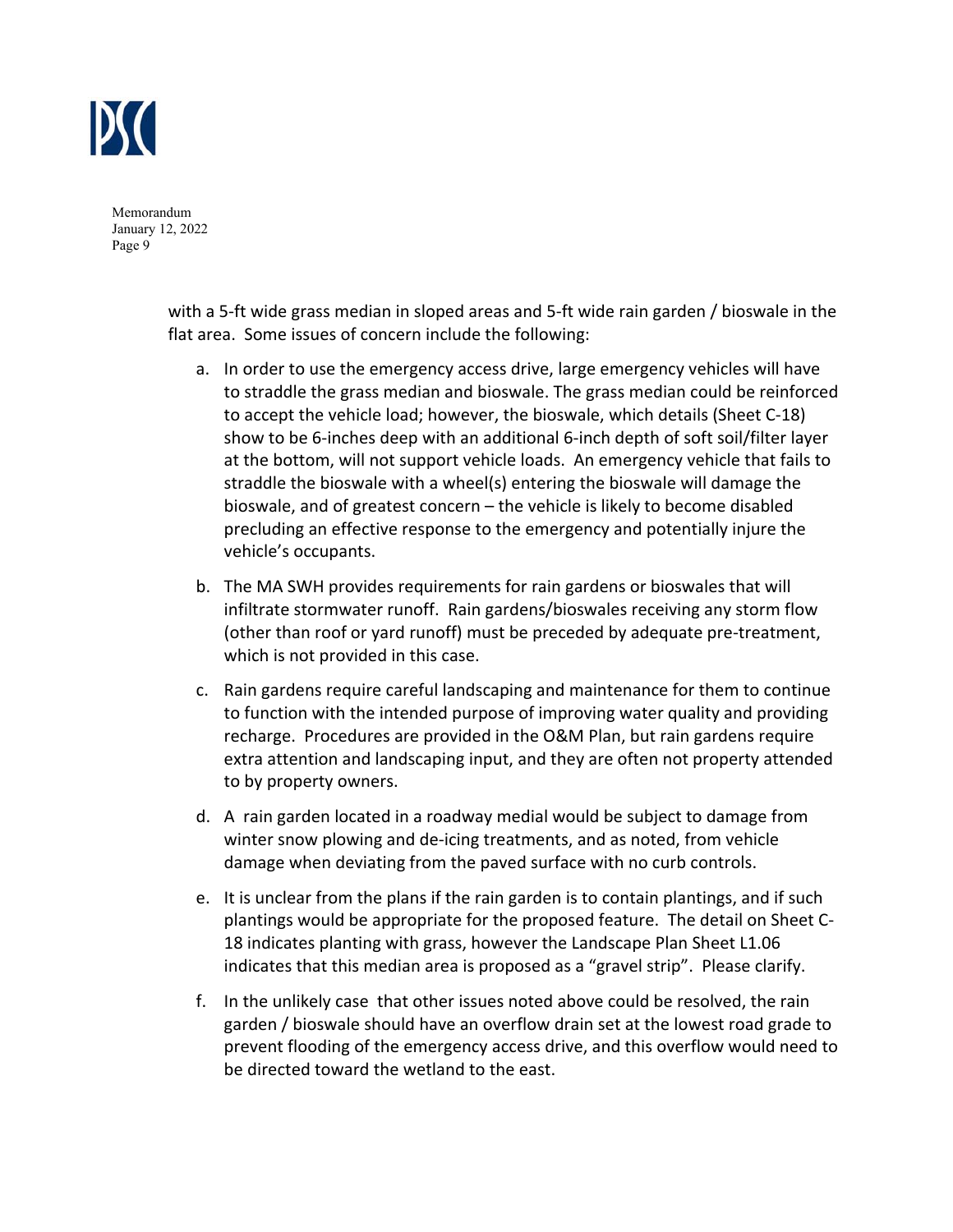with a 5-ft wide grass median in sloped areas and 5-ft wide rain garden / bioswale in the flat area. Some issues of concern include the following:

a. In order to use the emergency access drive, large emergency vehicles will have to straddle the grass median and bioswale. The grass median could be reinforced to accept the vehicle load; however, the bioswale, which details (Sheet C-18) show to be 6-inches deep with an additional 6-inch depth of soft soil/filter layer at the bottom, will not support vehicle loads. An emergency vehicle that fails to straddle the bioswale with a wheel(s) entering the bioswale will damage the bioswale, and of greatest concern – the vehicle is likely to become disabled precluding an effective response to the emergency and potentially injure the vehicle's occupants.

b. The MA SWH provides requirements for rain gardens or bioswales that will infiltrate stormwater runoff. Rain gardens/bioswales receiving any storm flow (other than roof or yard runoff) must be preceded by adequate pre-treatment, which is not provided in this case.

c. Rain gardens require careful landscaping and maintenance for them to continue to function with the intended purpose of improving water quality and providing recharge. Procedures are provided in the O&M Plan, but rain gardens require extra attention and landscaping input, and they are often not property attended to by property owners.

d. A rain garden located in a roadway medial would be subject to damage from winter snow plowing and de-icing treatments, and as noted, from vehicle damage when deviating from the paved surface with no curb controls.

e. It is unclear from the plans if the rain garden is to contain plantings, and if such plantings would be appropriate for the proposed feature. The detail on Sheet C-18 indicates planting with grass, however the Landscape Plan Sheet L1.06 indicates that this median area is proposed as a "gravel strip". Please clarify.

f. In the unlikely case that other issues noted above could be resolved, the rain garden / bioswale should have an overflow drain set at the lowest road grade to prevent flooding of the emergency access drive, and this overflow would need to be directed toward the wetland to the east.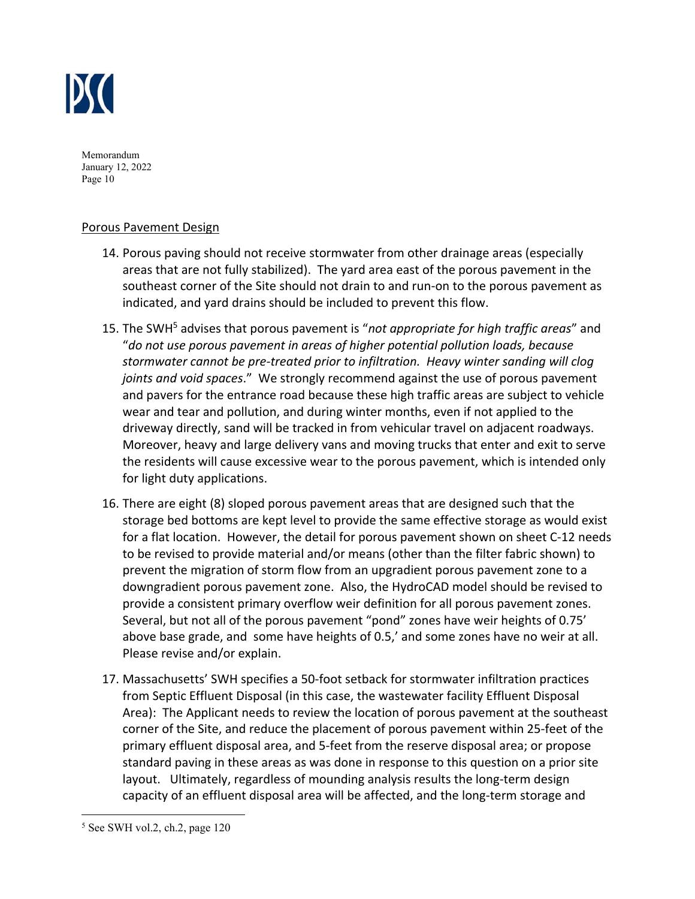Porous Pavement Design

14. Porous paving should not receive stormwater from other drainage areas (especially areas that are not fully stabilized). The yard area east of the porous pavement in the southeast corner of the Site should not drain to and run-on to the porous pavement as indicated, and yard drains should be included to prevent this flow.
15. The SWH[5] advises that porous pavement is "*not appropriate for high traffic areas*" and "*do not use porous pavement in areas of higher potential pollution loads, because stormwater cannot be pre-treated prior to infiltration. Heavy winter sanding will clog joints and void spaces*." We strongly recommend against the use of porous pavement and pavers for the entrance road because these high traffic areas are subject to vehicle wear and tear and pollution, and during winter months, even if not applied to the driveway directly, sand will be tracked in from vehicular travel on adjacent roadways. Moreover, heavy and large delivery vans and moving trucks that enter and exit to serve the residents will cause excessive wear to the porous pavement, which is intended only for light duty applications.
16. There are eight (8) sloped porous pavement areas that are designed such that the storage bed bottoms are kept level to provide the same effective storage as would exist for a flat location. However, the detail for porous pavement shown on sheet C-12 needs to be revised to provide material and/or means (other than the filter fabric shown) to prevent the migration of storm flow from an upgradient porous pavement zone to a downgradient porous pavement zone. Also, the HydroCAD model should be revised to provide a consistent primary overflow weir definition for all porous pavement zones. Several, but not all of the porous pavement "pond" zones have weir heights of 0.75' above base grade, and some have heights of 0.5,' and some zones have no weir at all. Please revise and/or explain.
17. Massachusetts' SWH specifies a 50-foot setback for stormwater infiltration practices from Septic Effluent Disposal (in this case, the wastewater facility Effluent Disposal Area): The Applicant needs to review the location of porous pavement at the southeast corner of the Site, and reduce the placement of porous pavement within 25-feet of the primary effluent disposal area, and 5-feet from the reserve disposal area; or propose standard paving in these areas as was done in response to this question on a prior site layout. Ultimately, regardless of mounding analysis results the long-term design capacity of an effluent disposal area will be affected, and the long-term storage and

[5] See SWH vol.2, ch.2, page 120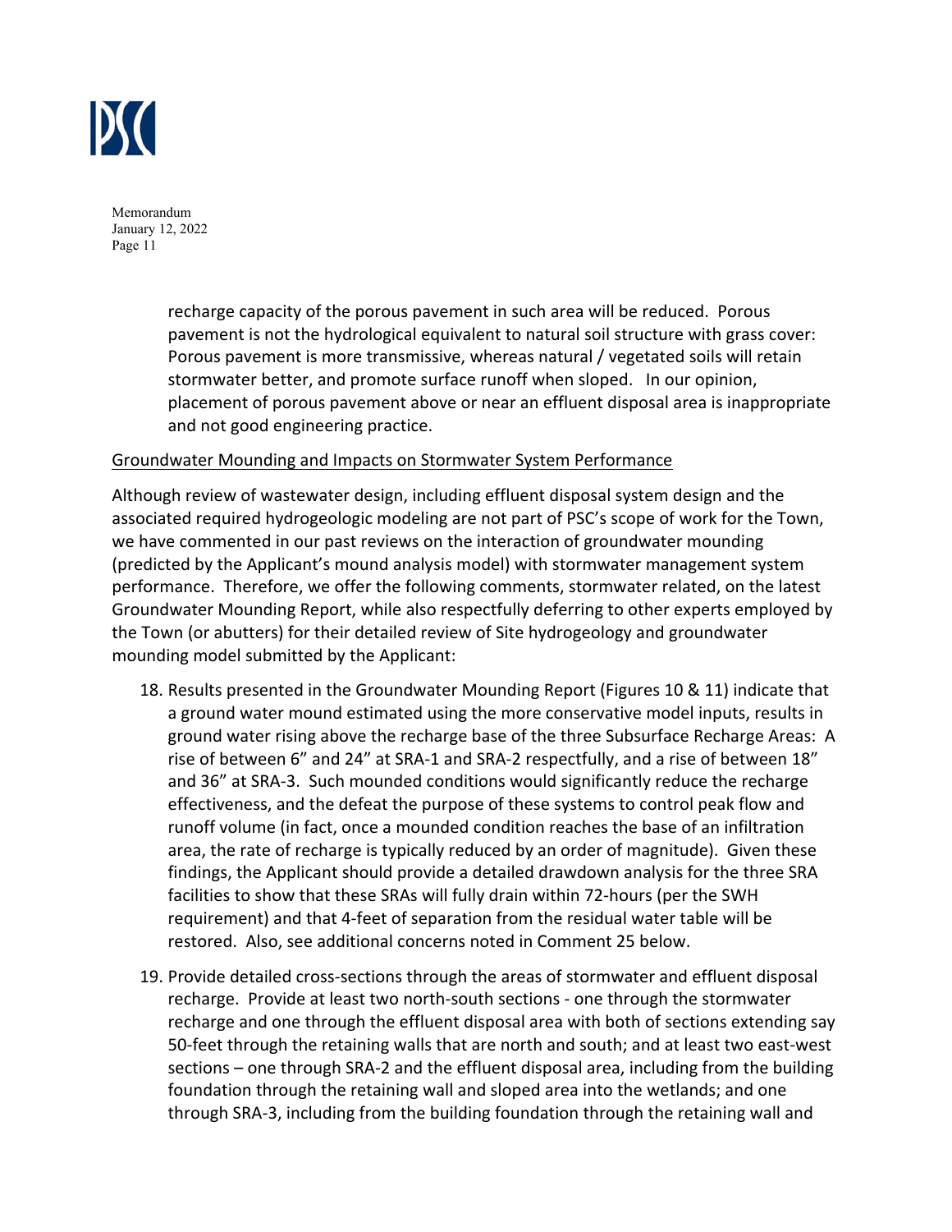recharge capacity of the porous pavement in such area will be reduced. Porous pavement is not the hydrological equivalent to natural soil structure with grass cover: Porous pavement is more transmissive, whereas natural / vegetated soils will retain stormwater better, and promote surface runoff when sloped. In our opinion, placement of porous pavement above or near an effluent disposal area is inappropriate and not good engineering practice.

Groundwater Mounding and Impacts on Stormwater System Performance

Although review of wastewater design, including effluent disposal system design and the associated required hydrogeologic modeling are not part of PSC's scope of work for the Town, we have commented in our past reviews on the interaction of groundwater mounding (predicted by the Applicant's mound analysis model) with stormwater management system performance. Therefore, we offer the following comments, stormwater related, on the latest Groundwater Mounding Report, while also respectfully deferring to other experts employed by the Town (or abutters) for their detailed review of Site hydrogeology and groundwater mounding model submitted by the Applicant:

18. Results presented in the Groundwater Mounding Report (Figures 10 & 11) indicate that a ground water mound estimated using the more conservative model inputs, results in ground water rising above the recharge base of the three Subsurface Recharge Areas: A rise of between 6" and 24" at SRA-1 and SRA-2 respectfully, and a rise of between 18" and 36" at SRA-3. Such mounded conditions would significantly reduce the recharge effectiveness, and the defeat the purpose of these systems to control peak flow and runoff volume (in fact, once a mounded condition reaches the base of an infiltration area, the rate of recharge is typically reduced by an order of magnitude). Given these findings, the Applicant should provide a detailed drawdown analysis for the three SRA facilities to show that these SRAs will fully drain within 72-hours (per the SWH requirement) and that 4-feet of separation from the residual water table will be restored. Also, see additional concerns noted in Comment 25 below.

19. Provide detailed cross-sections through the areas of stormwater and effluent disposal recharge. Provide at least two north-south sections - one through the stormwater recharge and one through the effluent disposal area with both of sections extending say 50-feet through the retaining walls that are north and south; and at least two east-west sections – one through SRA-2 and the effluent disposal area, including from the building foundation through the retaining wall and sloped area into the wetlands; and one through SRA-3, including from the building foundation through the retaining wall and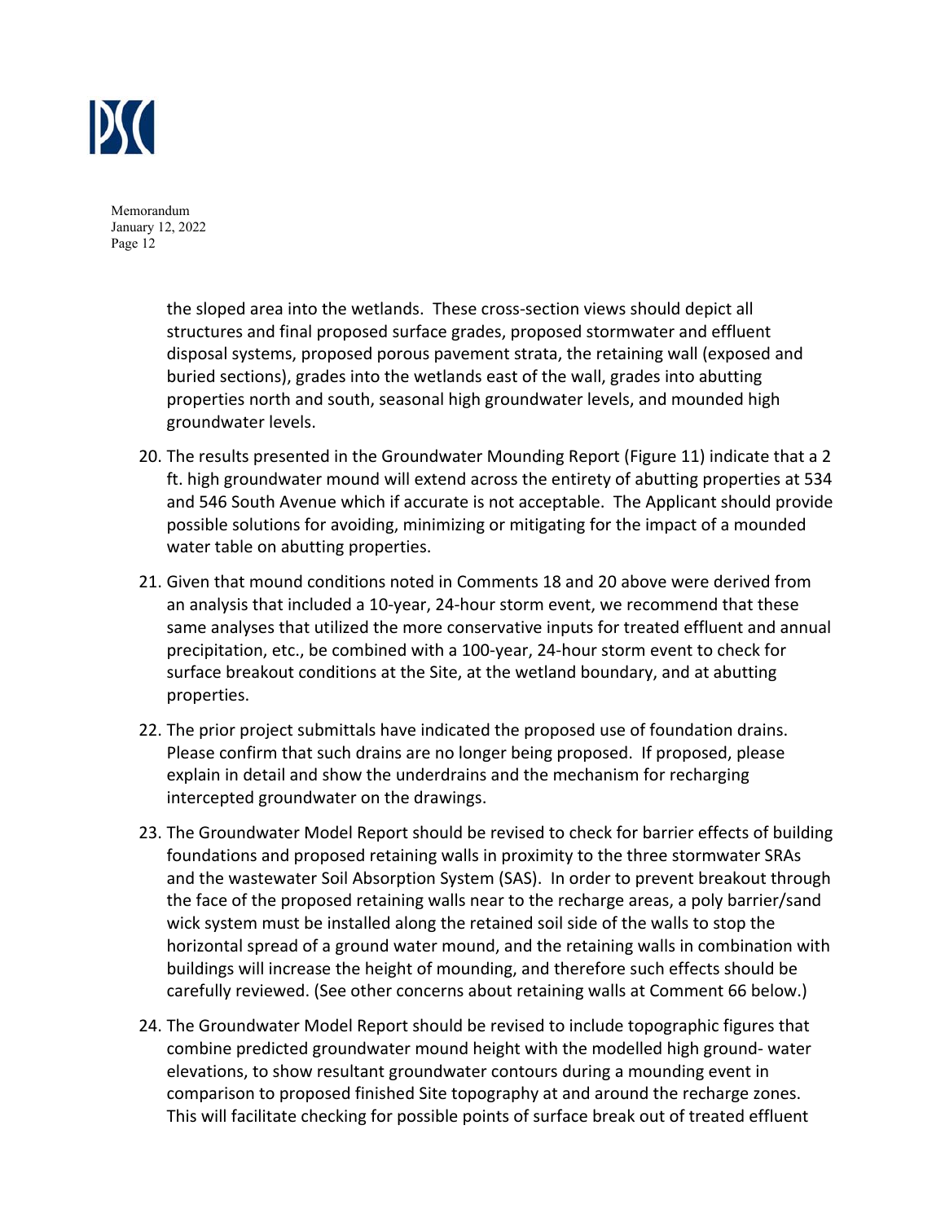the sloped area into the wetlands. These cross-section views should depict all structures and final proposed surface grades, proposed stormwater and effluent disposal systems, proposed porous pavement strata, the retaining wall (exposed and buried sections), grades into the wetlands east of the wall, grades into abutting properties north and south, seasonal high groundwater levels, and mounded high groundwater levels.

20. The results presented in the Groundwater Mounding Report (Figure 11) indicate that a 2 ft. high groundwater mound will extend across the entirety of abutting properties at 534 and 546 South Avenue which if accurate is not acceptable. The Applicant should provide possible solutions for avoiding, minimizing or mitigating for the impact of a mounded water table on abutting properties.

21. Given that mound conditions noted in Comments 18 and 20 above were derived from an analysis that included a 10-year, 24-hour storm event, we recommend that these same analyses that utilized the more conservative inputs for treated effluent and annual precipitation, etc., be combined with a 100-year, 24-hour storm event to check for surface breakout conditions at the Site, at the wetland boundary, and at abutting properties.

22. The prior project submittals have indicated the proposed use of foundation drains. Please confirm that such drains are no longer being proposed. If proposed, please explain in detail and show the underdrains and the mechanism for recharging intercepted groundwater on the drawings.

23. The Groundwater Model Report should be revised to check for barrier effects of building foundations and proposed retaining walls in proximity to the three stormwater SRAs and the wastewater Soil Absorption System (SAS). In order to prevent breakout through the face of the proposed retaining walls near to the recharge areas, a poly barrier/sand wick system must be installed along the retained soil side of the walls to stop the horizontal spread of a ground water mound, and the retaining walls in combination with buildings will increase the height of mounding, and therefore such effects should be carefully reviewed. (See other concerns about retaining walls at Comment 66 below.)

24. The Groundwater Model Report should be revised to include topographic figures that combine predicted groundwater mound height with the modelled high ground- water elevations, to show resultant groundwater contours during a mounding event in comparison to proposed finished Site topography at and around the recharge zones. This will facilitate checking for possible points of surface break out of treated effluent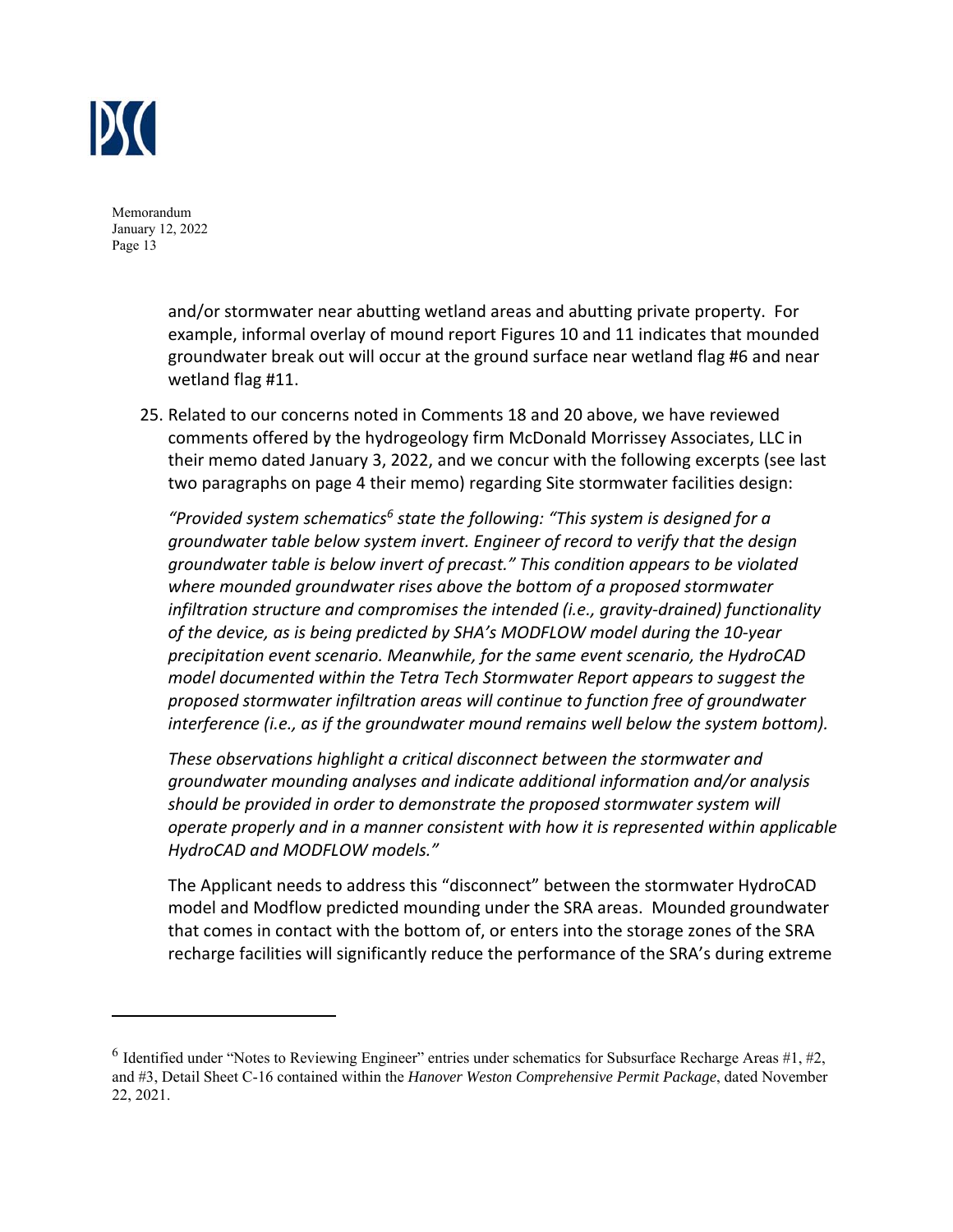and/or stormwater near abutting wetland areas and abutting private property. For example, informal overlay of mound report Figures 10 and 11 indicates that mounded groundwater break out will occur at the ground surface near wetland flag #6 and near wetland flag #11.

25. Related to our concerns noted in Comments 18 and 20 above, we have reviewed comments offered by the hydrogeology firm McDonald Morrissey Associates, LLC in their memo dated January 3, 2022, and we concur with the following excerpts (see last two paragraphs on page 4 their memo) regarding Site stormwater facilities design:

    *"Provided system schematics[6] state the following: "This system is designed for a groundwater table below system invert. Engineer of record to verify that the design groundwater table is below invert of precast." This condition appears to be violated where mounded groundwater rises above the bottom of a proposed stormwater infiltration structure and compromises the intended (i.e., gravity-drained) functionality of the device, as is being predicted by SHA's MODFLOW model during the 10-year precipitation event scenario. Meanwhile, for the same event scenario, the HydroCAD model documented within the Tetra Tech Stormwater Report appears to suggest the proposed stormwater infiltration areas will continue to function free of groundwater interference (i.e., as if the groundwater mound remains well below the system bottom).*

    *These observations highlight a critical disconnect between the stormwater and groundwater mounding analyses and indicate additional information and/or analysis should be provided in order to demonstrate the proposed stormwater system will operate properly and in a manner consistent with how it is represented within applicable HydroCAD and MODFLOW models."*

    The Applicant needs to address this "disconnect" between the stormwater HydroCAD model and Modflow predicted mounding under the SRA areas. Mounded groundwater that comes in contact with the bottom of, or enters into the storage zones of the SRA recharge facilities will significantly reduce the performance of the SRA's during extreme

---

[6] Identified under "Notes to Reviewing Engineer" entries under schematics for Subsurface Recharge Areas #1, #2, and #3, Detail Sheet C-16 contained within the *Hanover Weston Comprehensive Permit Package*, dated November 22, 2021.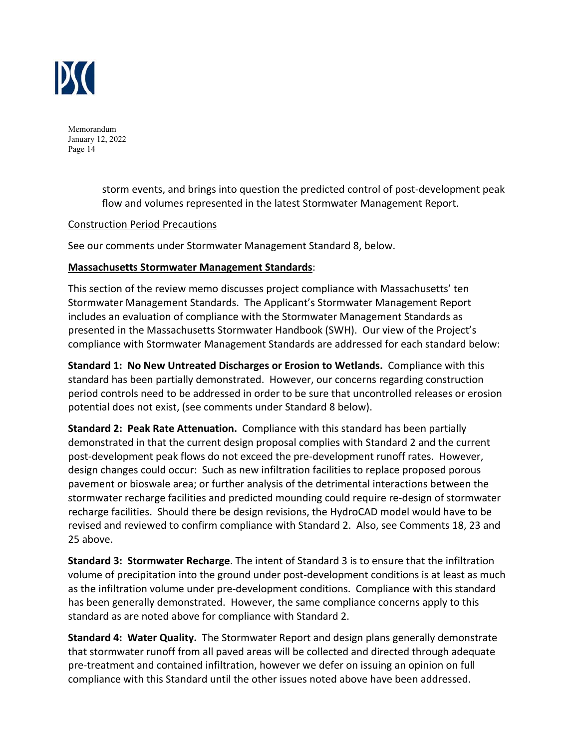storm events, and brings into question the predicted control of post-development peak flow and volumes represented in the latest Stormwater Management Report.

Construction Period Precautions

See our comments under Stormwater Management Standard 8, below.

**Massachusetts Stormwater Management Standards**:

This section of the review memo discusses project compliance with Massachusetts' ten Stormwater Management Standards. The Applicant's Stormwater Management Report includes an evaluation of compliance with the Stormwater Management Standards as presented in the Massachusetts Stormwater Handbook (SWH). Our view of the Project's compliance with Stormwater Management Standards are addressed for each standard below:

**Standard 1: No New Untreated Discharges or Erosion to Wetlands.** Compliance with this standard has been partially demonstrated. However, our concerns regarding construction period controls need to be addressed in order to be sure that uncontrolled releases or erosion potential does not exist, (see comments under Standard 8 below).

**Standard 2: Peak Rate Attenuation.** Compliance with this standard has been partially demonstrated in that the current design proposal complies with Standard 2 and the current post-development peak flows do not exceed the pre-development runoff rates. However, design changes could occur: Such as new infiltration facilities to replace proposed porous pavement or bioswale area; or further analysis of the detrimental interactions between the stormwater recharge facilities and predicted mounding could require re-design of stormwater recharge facilities. Should there be design revisions, the HydroCAD model would have to be revised and reviewed to confirm compliance with Standard 2. Also, see Comments 18, 23 and 25 above.

**Standard 3: Stormwater Recharge**. The intent of Standard 3 is to ensure that the infiltration volume of precipitation into the ground under post-development conditions is at least as much as the infiltration volume under pre-development conditions. Compliance with this standard has been generally demonstrated. However, the same compliance concerns apply to this standard as are noted above for compliance with Standard 2.

**Standard 4: Water Quality.** The Stormwater Report and design plans generally demonstrate that stormwater runoff from all paved areas will be collected and directed through adequate pre-treatment and contained infiltration, however we defer on issuing an opinion on full compliance with this Standard until the other issues noted above have been addressed.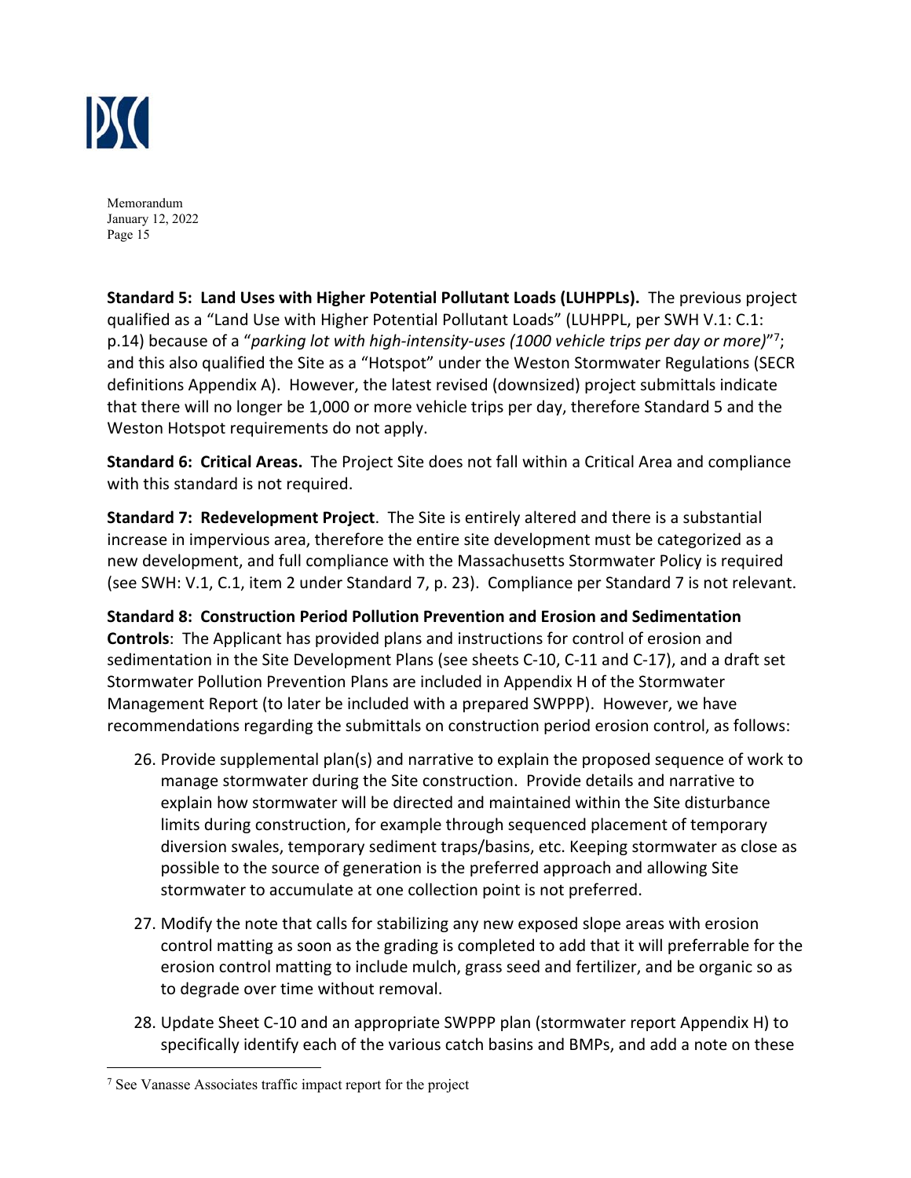**Standard 5: Land Uses with Higher Potential Pollutant Loads (LUHPPLs).** The previous project qualified as a "Land Use with Higher Potential Pollutant Loads" (LUHPPL, per SWH V.1: C.1: p.14) because of a "*parking lot with high-intensity-uses (1000 vehicle trips per day or more)*"[7]; and this also qualified the Site as a "Hotspot" under the Weston Stormwater Regulations (SECR definitions Appendix A). However, the latest revised (downsized) project submittals indicate that there will no longer be 1,000 or more vehicle trips per day, therefore Standard 5 and the Weston Hotspot requirements do not apply.

**Standard 6: Critical Areas.** The Project Site does not fall within a Critical Area and compliance with this standard is not required.

**Standard 7: Redevelopment Project**. The Site is entirely altered and there is a substantial increase in impervious area, therefore the entire site development must be categorized as a new development, and full compliance with the Massachusetts Stormwater Policy is required (see SWH: V.1, C.1, item 2 under Standard 7, p. 23). Compliance per Standard 7 is not relevant.

**Standard 8: Construction Period Pollution Prevention and Erosion and Sedimentation Controls**: The Applicant has provided plans and instructions for control of erosion and sedimentation in the Site Development Plans (see sheets C-10, C-11 and C-17), and a draft set Stormwater Pollution Prevention Plans are included in Appendix H of the Stormwater Management Report (to later be included with a prepared SWPPP). However, we have recommendations regarding the submittals on construction period erosion control, as follows:

26. Provide supplemental plan(s) and narrative to explain the proposed sequence of work to manage stormwater during the Site construction. Provide details and narrative to explain how stormwater will be directed and maintained within the Site disturbance limits during construction, for example through sequenced placement of temporary diversion swales, temporary sediment traps/basins, etc. Keeping stormwater as close as possible to the source of generation is the preferred approach and allowing Site stormwater to accumulate at one collection point is not preferred.

27. Modify the note that calls for stabilizing any new exposed slope areas with erosion control matting as soon as the grading is completed to add that it will preferrable for the erosion control matting to include mulch, grass seed and fertilizer, and be organic so as to degrade over time without removal.

28. Update Sheet C-10 and an appropriate SWPPP plan (stormwater report Appendix H) to specifically identify each of the various catch basins and BMPs, and add a note on these

[7] See Vanasse Associates traffic impact report for the project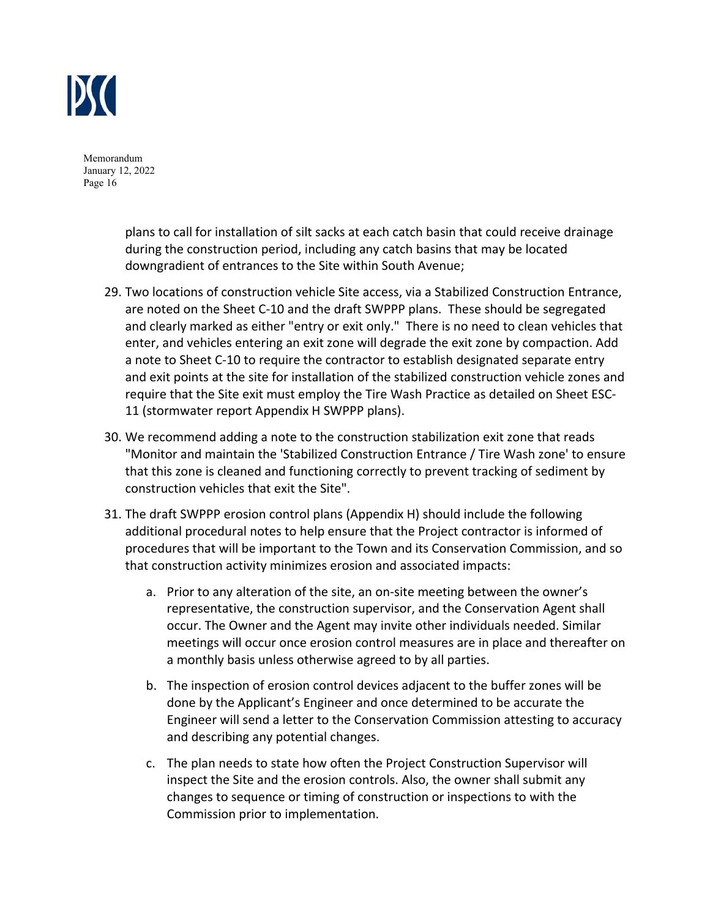plans to call for installation of silt sacks at each catch basin that could receive drainage during the construction period, including any catch basins that may be located downgradient of entrances to the Site within South Avenue;

29. Two locations of construction vehicle Site access, via a Stabilized Construction Entrance, are noted on the Sheet C-10 and the draft SWPPP plans. These should be segregated and clearly marked as either "entry or exit only." There is no need to clean vehicles that enter, and vehicles entering an exit zone will degrade the exit zone by compaction. Add a note to Sheet C-10 to require the contractor to establish designated separate entry and exit points at the site for installation of the stabilized construction vehicle zones and require that the Site exit must employ the Tire Wash Practice as detailed on Sheet ESC-11 (stormwater report Appendix H SWPPP plans).

30. We recommend adding a note to the construction stabilization exit zone that reads "Monitor and maintain the 'Stabilized Construction Entrance / Tire Wash zone' to ensure that this zone is cleaned and functioning correctly to prevent tracking of sediment by construction vehicles that exit the Site".

31. The draft SWPPP erosion control plans (Appendix H) should include the following additional procedural notes to help ensure that the Project contractor is informed of procedures that will be important to the Town and its Conservation Commission, and so that construction activity minimizes erosion and associated impacts:

    a. Prior to any alteration of the site, an on-site meeting between the owner's representative, the construction supervisor, and the Conservation Agent shall occur. The Owner and the Agent may invite other individuals needed. Similar meetings will occur once erosion control measures are in place and thereafter on a monthly basis unless otherwise agreed to by all parties.

    b. The inspection of erosion control devices adjacent to the buffer zones will be done by the Applicant's Engineer and once determined to be accurate the Engineer will send a letter to the Conservation Commission attesting to accuracy and describing any potential changes.

    c. The plan needs to state how often the Project Construction Supervisor will inspect the Site and the erosion controls. Also, the owner shall submit any changes to sequence or timing of construction or inspections to with the Commission prior to implementation.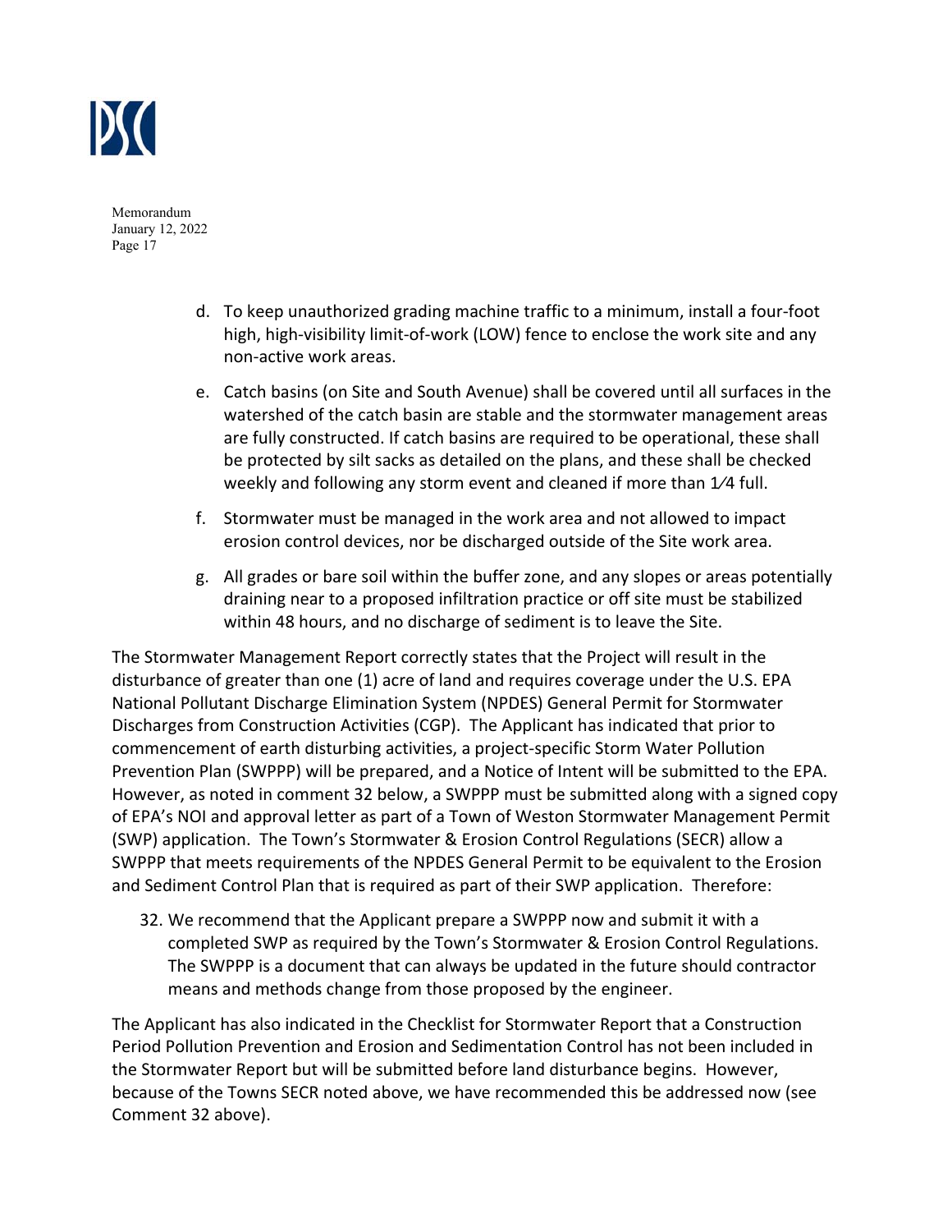d. To keep unauthorized grading machine traffic to a minimum, install a four-foot high, high-visibility limit-of-work (LOW) fence to enclose the work site and any non-active work areas.

e. Catch basins (on Site and South Avenue) shall be covered until all surfaces in the watershed of the catch basin are stable and the stormwater management areas are fully constructed. If catch basins are required to be operational, these shall be protected by silt sacks as detailed on the plans, and these shall be checked weekly and following any storm event and cleaned if more than 1⁄4 full.

f. Stormwater must be managed in the work area and not allowed to impact erosion control devices, nor be discharged outside of the Site work area.

g. All grades or bare soil within the buffer zone, and any slopes or areas potentially draining near to a proposed infiltration practice or off site must be stabilized within 48 hours, and no discharge of sediment is to leave the Site.

The Stormwater Management Report correctly states that the Project will result in the disturbance of greater than one (1) acre of land and requires coverage under the U.S. EPA National Pollutant Discharge Elimination System (NPDES) General Permit for Stormwater Discharges from Construction Activities (CGP). The Applicant has indicated that prior to commencement of earth disturbing activities, a project-specific Storm Water Pollution Prevention Plan (SWPPP) will be prepared, and a Notice of Intent will be submitted to the EPA. However, as noted in comment 32 below, a SWPPP must be submitted along with a signed copy of EPA's NOI and approval letter as part of a Town of Weston Stormwater Management Permit (SWP) application. The Town's Stormwater & Erosion Control Regulations (SECR) allow a SWPPP that meets requirements of the NPDES General Permit to be equivalent to the Erosion and Sediment Control Plan that is required as part of their SWP application. Therefore:

32. We recommend that the Applicant prepare a SWPPP now and submit it with a completed SWP as required by the Town's Stormwater & Erosion Control Regulations. The SWPPP is a document that can always be updated in the future should contractor means and methods change from those proposed by the engineer.

The Applicant has also indicated in the Checklist for Stormwater Report that a Construction Period Pollution Prevention and Erosion and Sedimentation Control has not been included in the Stormwater Report but will be submitted before land disturbance begins. However, because of the Towns SECR noted above, we have recommended this be addressed now (see Comment 32 above).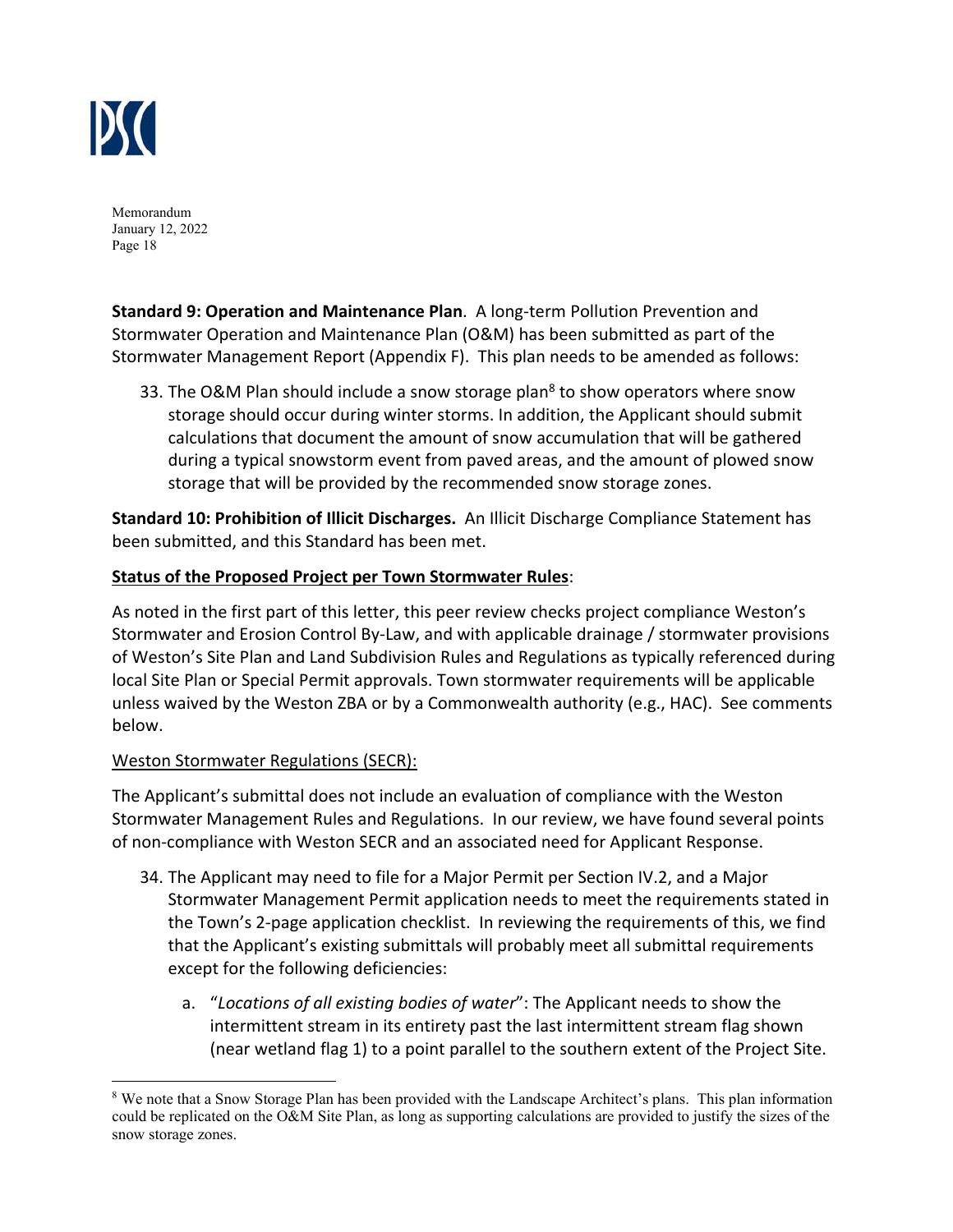**Standard 9: Operation and Maintenance Plan**. A long-term Pollution Prevention and Stormwater Operation and Maintenance Plan (O&M) has been submitted as part of the Stormwater Management Report (Appendix F). This plan needs to be amended as follows:

33. The O&M Plan should include a snow storage plan[8] to show operators where snow storage should occur during winter storms. In addition, the Applicant should submit calculations that document the amount of snow accumulation that will be gathered during a typical snowstorm event from paved areas, and the amount of plowed snow storage that will be provided by the recommended snow storage zones.

**Standard 10: Prohibition of Illicit Discharges.** An Illicit Discharge Compliance Statement has been submitted, and this Standard has been met.

**Status of the Proposed Project per Town Stormwater Rules**:

As noted in the first part of this letter, this peer review checks project compliance Weston's Stormwater and Erosion Control By-Law, and with applicable drainage / stormwater provisions of Weston's Site Plan and Land Subdivision Rules and Regulations as typically referenced during local Site Plan or Special Permit approvals. Town stormwater requirements will be applicable unless waived by the Weston ZBA or by a Commonwealth authority (e.g., HAC). See comments below.

Weston Stormwater Regulations (SECR):

The Applicant's submittal does not include an evaluation of compliance with the Weston Stormwater Management Rules and Regulations. In our review, we have found several points of non-compliance with Weston SECR and an associated need for Applicant Response.

34. The Applicant may need to file for a Major Permit per Section IV.2, and a Major Stormwater Management Permit application needs to meet the requirements stated in the Town's 2-page application checklist. In reviewing the requirements of this, we find that the Applicant's existing submittals will probably meet all submittal requirements except for the following deficiencies:

    a. "*Locations of all existing bodies of water*": The Applicant needs to show the intermittent stream in its entirety past the last intermittent stream flag shown (near wetland flag 1) to a point parallel to the southern extent of the Project Site.

[8] We note that a Snow Storage Plan has been provided with the Landscape Architect's plans. This plan information could be replicated on the O&M Site Plan, as long as supporting calculations are provided to justify the sizes of the snow storage zones.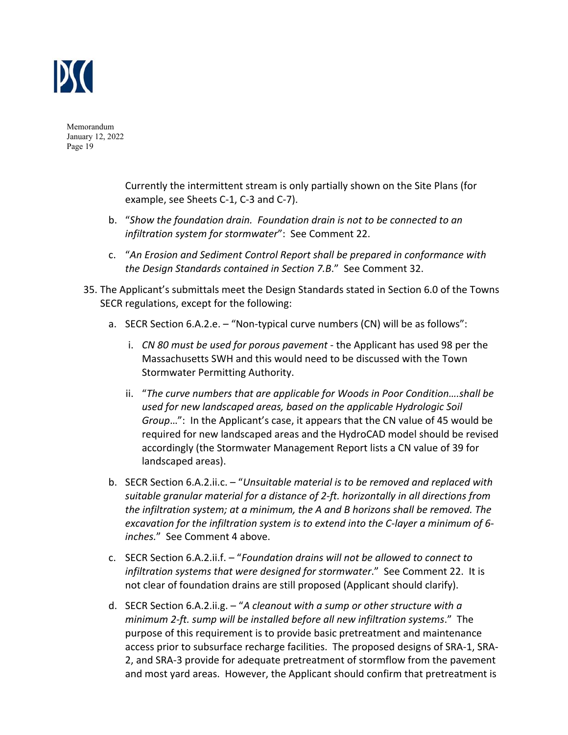Currently the intermittent stream is only partially shown on the Site Plans (for example, see Sheets C-1, C-3 and C-7).

b. "*Show the foundation drain. Foundation drain is not to be connected to an infiltration system for stormwater*": See Comment 22.

c. "*An Erosion and Sediment Control Report shall be prepared in conformance with the Design Standards contained in Section 7.B*." See Comment 32.

35. The Applicant's submittals meet the Design Standards stated in Section 6.0 of the Towns SECR regulations, except for the following:

    a. SECR Section 6.A.2.e. – "Non-typical curve numbers (CN) will be as follows":

        i. *CN 80 must be used for porous pavement* - the Applicant has used 98 per the Massachusetts SWH and this would need to be discussed with the Town Stormwater Permitting Authority.

        ii. "*The curve numbers that are applicable for Woods in Poor Condition….shall be used for new landscaped areas, based on the applicable Hydrologic Soil Group*…": In the Applicant's case, it appears that the CN value of 45 would be required for new landscaped areas and the HydroCAD model should be revised accordingly (the Stormwater Management Report lists a CN value of 39 for landscaped areas).

    b. SECR Section 6.A.2.ii.c. – "*Unsuitable material is to be removed and replaced with suitable granular material for a distance of 2-ft. horizontally in all directions from the infiltration system; at a minimum, the A and B horizons shall be removed. The excavation for the infiltration system is to extend into the C-layer a minimum of 6-inches.*" See Comment 4 above.

    c. SECR Section 6.A.2.ii.f. – "*Foundation drains will not be allowed to connect to infiltration systems that were designed for stormwater*." See Comment 22. It is not clear of foundation drains are still proposed (Applicant should clarify).

    d. SECR Section 6.A.2.ii.g. – "*A cleanout with a sump or other structure with a minimum 2-ft. sump will be installed before all new infiltration systems*." The purpose of this requirement is to provide basic pretreatment and maintenance access prior to subsurface recharge facilities. The proposed designs of SRA-1, SRA-2, and SRA-3 provide for adequate pretreatment of stormflow from the pavement and most yard areas. However, the Applicant should confirm that pretreatment is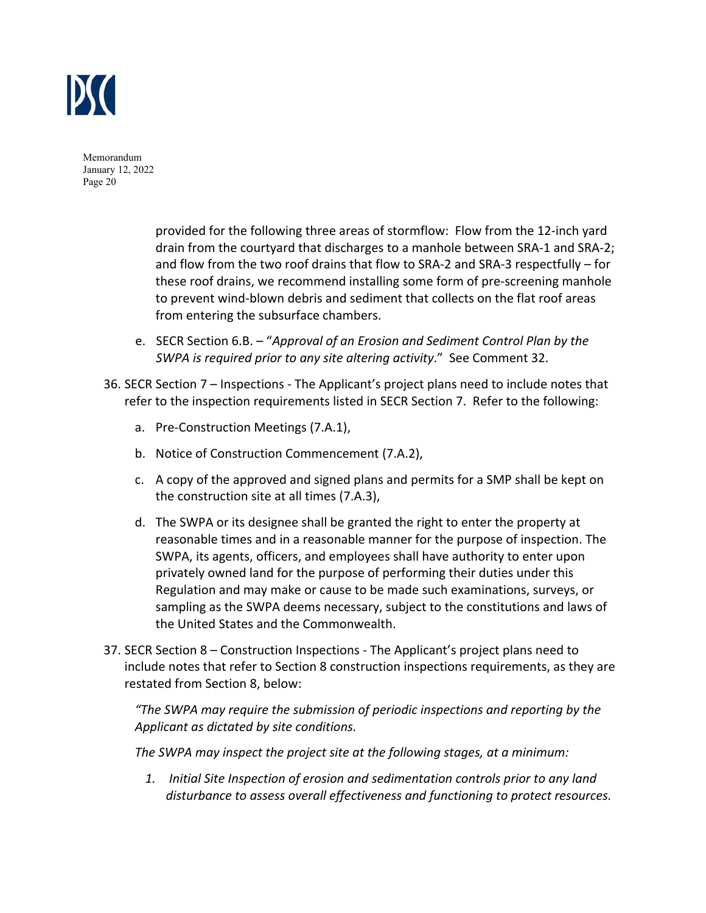provided for the following three areas of stormflow: Flow from the 12-inch yard drain from the courtyard that discharges to a manhole between SRA-1 and SRA-2; and flow from the two roof drains that flow to SRA-2 and SRA-3 respectfully – for these roof drains, we recommend installing some form of pre-screening manhole to prevent wind-blown debris and sediment that collects on the flat roof areas from entering the subsurface chambers.

   e. SECR Section 6.B. – "*Approval of an Erosion and Sediment Control Plan by the SWPA is required prior to any site altering activity*." See Comment 32.

36. SECR Section 7 – Inspections - The Applicant's project plans need to include notes that refer to the inspection requirements listed in SECR Section 7. Refer to the following:

   a. Pre-Construction Meetings (7.A.1),

   b. Notice of Construction Commencement (7.A.2),

   c. A copy of the approved and signed plans and permits for a SMP shall be kept on the construction site at all times (7.A.3),

   d. The SWPA or its designee shall be granted the right to enter the property at reasonable times and in a reasonable manner for the purpose of inspection. The SWPA, its agents, officers, and employees shall have authority to enter upon privately owned land for the purpose of performing their duties under this Regulation and may make or cause to be made such examinations, surveys, or sampling as the SWPA deems necessary, subject to the constitutions and laws of the United States and the Commonwealth.

37. SECR Section 8 – Construction Inspections - The Applicant's project plans need to include notes that refer to Section 8 construction inspections requirements, as they are restated from Section 8, below:

   *"The SWPA may require the submission of periodic inspections and reporting by the Applicant as dictated by site conditions.*

   *The SWPA may inspect the project site at the following stages, at a minimum:*

   1. *Initial Site Inspection of erosion and sedimentation controls prior to any land disturbance to assess overall effectiveness and functioning to protect resources.*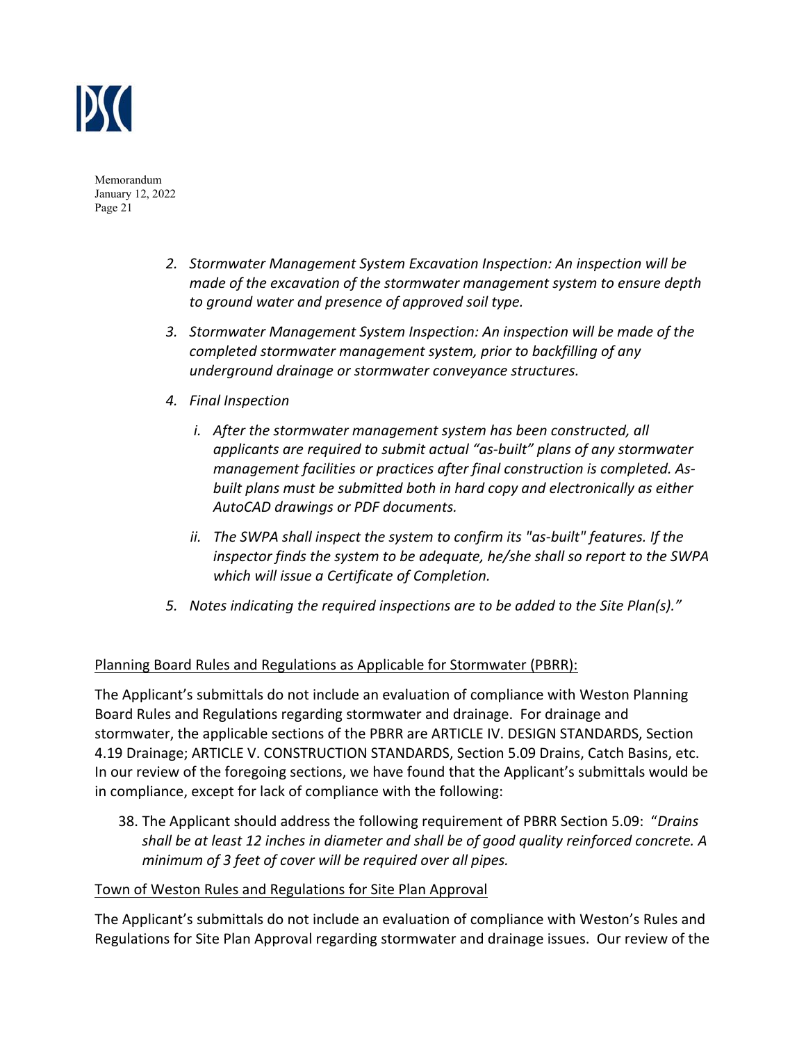2. *Stormwater Management System Excavation Inspection: An inspection will be made of the excavation of the stormwater management system to ensure depth to ground water and presence of approved soil type.*

3. *Stormwater Management System Inspection: An inspection will be made of the completed stormwater management system, prior to backfilling of any underground drainage or stormwater conveyance structures.*

4. *Final Inspection*

   i. *After the stormwater management system has been constructed, all applicants are required to submit actual "as-built" plans of any stormwater management facilities or practices after final construction is completed. As-built plans must be submitted both in hard copy and electronically as either AutoCAD drawings or PDF documents.*

   ii. *The SWPA shall inspect the system to confirm its "as-built" features. If the inspector finds the system to be adequate, he/she shall so report to the SWPA which will issue a Certificate of Completion.*

5. *Notes indicating the required inspections are to be added to the Site Plan(s)."*

<u>Planning Board Rules and Regulations as Applicable for Stormwater (PBRR):</u>

The Applicant's submittals do not include an evaluation of compliance with Weston Planning Board Rules and Regulations regarding stormwater and drainage. For drainage and stormwater, the applicable sections of the PBRR are ARTICLE IV. DESIGN STANDARDS, Section 4.19 Drainage; ARTICLE V. CONSTRUCTION STANDARDS, Section 5.09 Drains, Catch Basins, etc. In our review of the foregoing sections, we have found that the Applicant's submittals would be in compliance, except for lack of compliance with the following:

38. The Applicant should address the following requirement of PBRR Section 5.09: "*Drains shall be at least 12 inches in diameter and shall be of good quality reinforced concrete. A minimum of 3 feet of cover will be required over all pipes.*

<u>Town of Weston Rules and Regulations for Site Plan Approval</u>

The Applicant's submittals do not include an evaluation of compliance with Weston's Rules and Regulations for Site Plan Approval regarding stormwater and drainage issues. Our review of the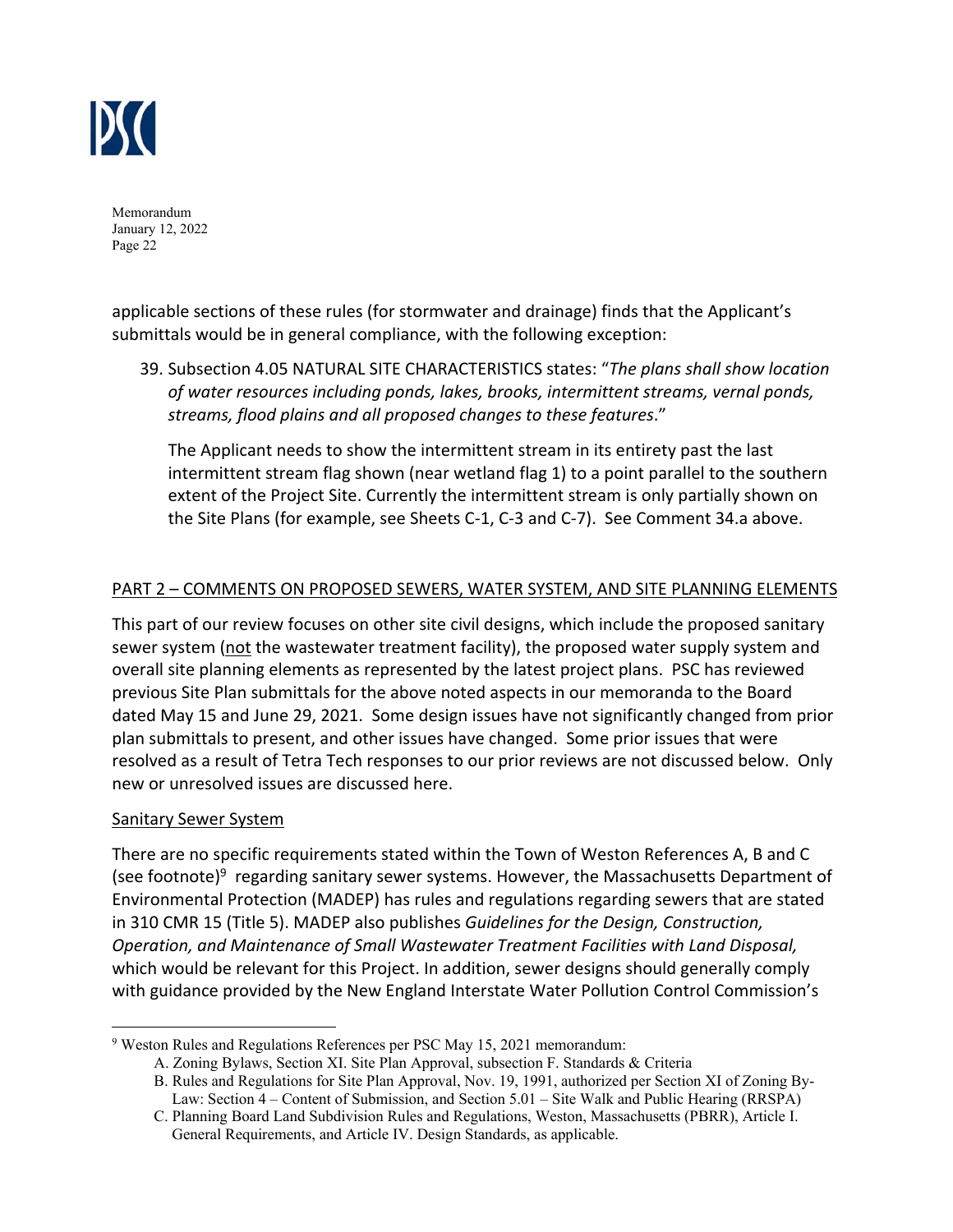applicable sections of these rules (for stormwater and drainage) finds that the Applicant's submittals would be in general compliance, with the following exception:

39. Subsection 4.05 NATURAL SITE CHARACTERISTICS states: "*The plans shall show location of water resources including ponds, lakes, brooks, intermittent streams, vernal ponds, streams, flood plains and all proposed changes to these features*."

    The Applicant needs to show the intermittent stream in its entirety past the last intermittent stream flag shown (near wetland flag 1) to a point parallel to the southern extent of the Project Site. Currently the intermittent stream is only partially shown on the Site Plans (for example, see Sheets C-1, C-3 and C-7). See Comment 34.a above.

## PART 2 – COMMENTS ON PROPOSED SEWERS, WATER SYSTEM, AND SITE PLANNING ELEMENTS

This part of our review focuses on other site civil designs, which include the proposed sanitary sewer system (not the wastewater treatment facility), the proposed water supply system and overall site planning elements as represented by the latest project plans. PSC has reviewed previous Site Plan submittals for the above noted aspects in our memoranda to the Board dated May 15 and June 29, 2021. Some design issues have not significantly changed from prior plan submittals to present, and other issues have changed. Some prior issues that were resolved as a result of Tetra Tech responses to our prior reviews are not discussed below. Only new or unresolved issues are discussed here.

### Sanitary Sewer System

There are no specific requirements stated within the Town of Weston References A, B and C (see footnote)[9] regarding sanitary sewer systems. However, the Massachusetts Department of Environmental Protection (MADEP) has rules and regulations regarding sewers that are stated in 310 CMR 15 (Title 5). MADEP also publishes *Guidelines for the Design, Construction, Operation, and Maintenance of Small Wastewater Treatment Facilities with Land Disposal,* which would be relevant for this Project. In addition, sewer designs should generally comply with guidance provided by the New England Interstate Water Pollution Control Commission's

---

[9] Weston Rules and Regulations References per PSC May 15, 2021 memorandum:

A. Zoning Bylaws, Section XI. Site Plan Approval, subsection F. Standards & Criteria
B. Rules and Regulations for Site Plan Approval, Nov. 19, 1991, authorized per Section XI of Zoning By-Law: Section 4 – Content of Submission, and Section 5.01 – Site Walk and Public Hearing (RRSPA)
C. Planning Board Land Subdivision Rules and Regulations, Weston, Massachusetts (PBRR), Article I. General Requirements, and Article IV. Design Standards, as applicable.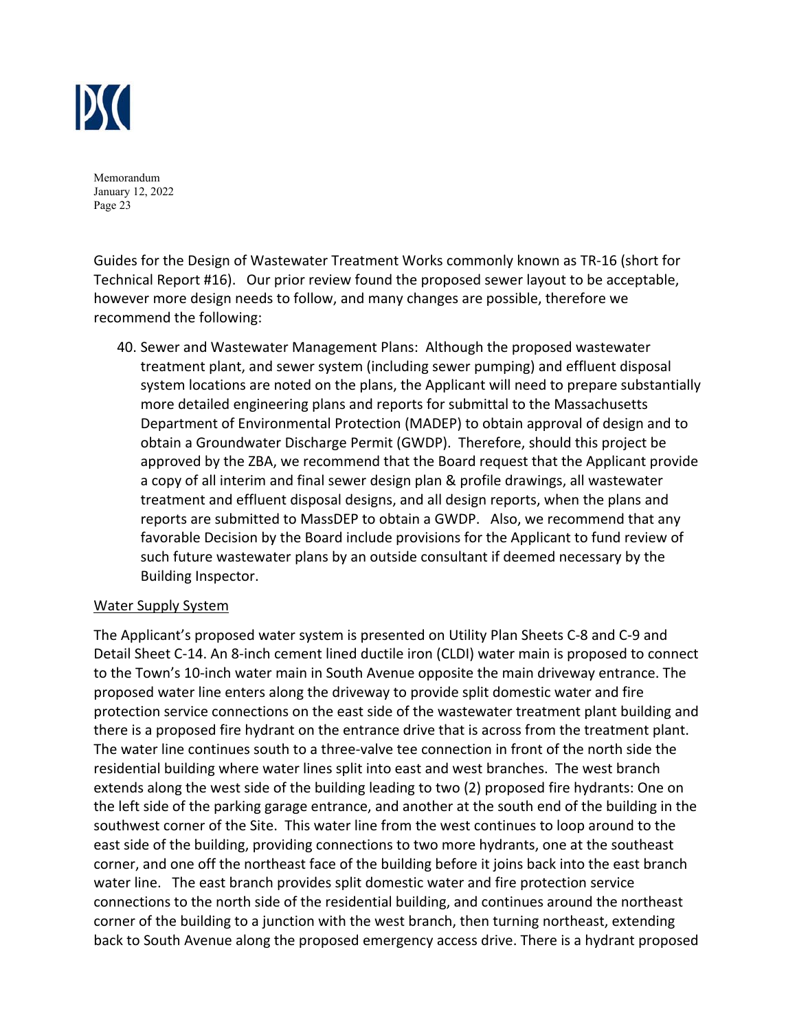Guides for the Design of Wastewater Treatment Works commonly known as TR-16 (short for Technical Report #16). Our prior review found the proposed sewer layout to be acceptable, however more design needs to follow, and many changes are possible, therefore we recommend the following:

40. Sewer and Wastewater Management Plans: Although the proposed wastewater treatment plant, and sewer system (including sewer pumping) and effluent disposal system locations are noted on the plans, the Applicant will need to prepare substantially more detailed engineering plans and reports for submittal to the Massachusetts Department of Environmental Protection (MADEP) to obtain approval of design and to obtain a Groundwater Discharge Permit (GWDP). Therefore, should this project be approved by the ZBA, we recommend that the Board request that the Applicant provide a copy of all interim and final sewer design plan & profile drawings, all wastewater treatment and effluent disposal designs, and all design reports, when the plans and reports are submitted to MassDEP to obtain a GWDP. Also, we recommend that any favorable Decision by the Board include provisions for the Applicant to fund review of such future wastewater plans by an outside consultant if deemed necessary by the Building Inspector.

<u>Water Supply System</u>

The Applicant's proposed water system is presented on Utility Plan Sheets C-8 and C-9 and Detail Sheet C-14. An 8-inch cement lined ductile iron (CLDI) water main is proposed to connect to the Town's 10-inch water main in South Avenue opposite the main driveway entrance. The proposed water line enters along the driveway to provide split domestic water and fire protection service connections on the east side of the wastewater treatment plant building and there is a proposed fire hydrant on the entrance drive that is across from the treatment plant. The water line continues south to a three-valve tee connection in front of the north side the residential building where water lines split into east and west branches. The west branch extends along the west side of the building leading to two (2) proposed fire hydrants: One on the left side of the parking garage entrance, and another at the south end of the building in the southwest corner of the Site. This water line from the west continues to loop around to the east side of the building, providing connections to two more hydrants, one at the southeast corner, and one off the northeast face of the building before it joins back into the east branch water line. The east branch provides split domestic water and fire protection service connections to the north side of the residential building, and continues around the northeast corner of the building to a junction with the west branch, then turning northeast, extending back to South Avenue along the proposed emergency access drive. There is a hydrant proposed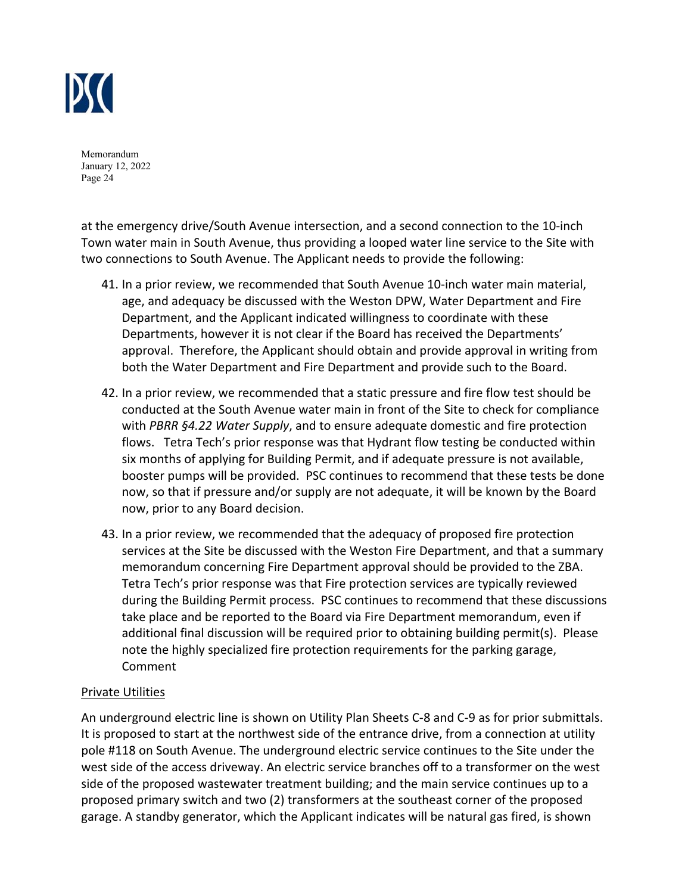at the emergency drive/South Avenue intersection, and a second connection to the 10-inch Town water main in South Avenue, thus providing a looped water line service to the Site with two connections to South Avenue. The Applicant needs to provide the following:

41. In a prior review, we recommended that South Avenue 10-inch water main material, age, and adequacy be discussed with the Weston DPW, Water Department and Fire Department, and the Applicant indicated willingness to coordinate with these Departments, however it is not clear if the Board has received the Departments' approval. Therefore, the Applicant should obtain and provide approval in writing from both the Water Department and Fire Department and provide such to the Board.

42. In a prior review, we recommended that a static pressure and fire flow test should be conducted at the South Avenue water main in front of the Site to check for compliance with *PBRR §4.22 Water Supply*, and to ensure adequate domestic and fire protection flows. Tetra Tech's prior response was that Hydrant flow testing be conducted within six months of applying for Building Permit, and if adequate pressure is not available, booster pumps will be provided. PSC continues to recommend that these tests be done now, so that if pressure and/or supply are not adequate, it will be known by the Board now, prior to any Board decision.

43. In a prior review, we recommended that the adequacy of proposed fire protection services at the Site be discussed with the Weston Fire Department, and that a summary memorandum concerning Fire Department approval should be provided to the ZBA. Tetra Tech's prior response was that Fire protection services are typically reviewed during the Building Permit process. PSC continues to recommend that these discussions take place and be reported to the Board via Fire Department memorandum, even if additional final discussion will be required prior to obtaining building permit(s). Please note the highly specialized fire protection requirements for the parking garage, Comment

<u>Private Utilities</u>

An underground electric line is shown on Utility Plan Sheets C-8 and C-9 as for prior submittals. It is proposed to start at the northwest side of the entrance drive, from a connection at utility pole #118 on South Avenue. The underground electric service continues to the Site under the west side of the access driveway. An electric service branches off to a transformer on the west side of the proposed wastewater treatment building; and the main service continues up to a proposed primary switch and two (2) transformers at the southeast corner of the proposed garage. A standby generator, which the Applicant indicates will be natural gas fired, is shown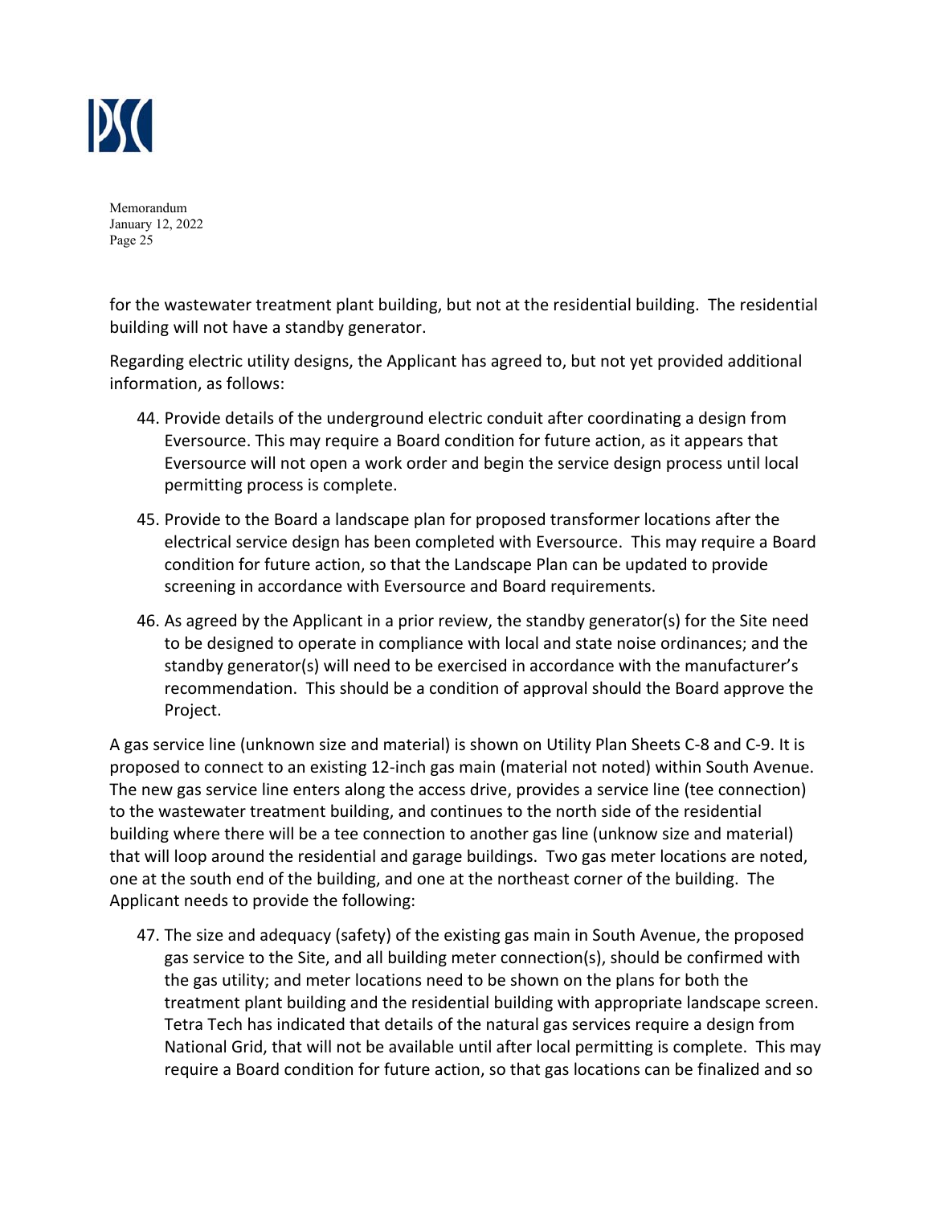for the wastewater treatment plant building, but not at the residential building. The residential building will not have a standby generator.

Regarding electric utility designs, the Applicant has agreed to, but not yet provided additional information, as follows:

44. Provide details of the underground electric conduit after coordinating a design from Eversource. This may require a Board condition for future action, as it appears that Eversource will not open a work order and begin the service design process until local permitting process is complete.
45. Provide to the Board a landscape plan for proposed transformer locations after the electrical service design has been completed with Eversource. This may require a Board condition for future action, so that the Landscape Plan can be updated to provide screening in accordance with Eversource and Board requirements.
46. As agreed by the Applicant in a prior review, the standby generator(s) for the Site need to be designed to operate in compliance with local and state noise ordinances; and the standby generator(s) will need to be exercised in accordance with the manufacturer's recommendation. This should be a condition of approval should the Board approve the Project.

A gas service line (unknown size and material) is shown on Utility Plan Sheets C-8 and C-9. It is proposed to connect to an existing 12-inch gas main (material not noted) within South Avenue. The new gas service line enters along the access drive, provides a service line (tee connection) to the wastewater treatment building, and continues to the north side of the residential building where there will be a tee connection to another gas line (unknow size and material) that will loop around the residential and garage buildings. Two gas meter locations are noted, one at the south end of the building, and one at the northeast corner of the building. The Applicant needs to provide the following:

47. The size and adequacy (safety) of the existing gas main in South Avenue, the proposed gas service to the Site, and all building meter connection(s), should be confirmed with the gas utility; and meter locations need to be shown on the plans for both the treatment plant building and the residential building with appropriate landscape screen. Tetra Tech has indicated that details of the natural gas services require a design from National Grid, that will not be available until after local permitting is complete. This may require a Board condition for future action, so that gas locations can be finalized and so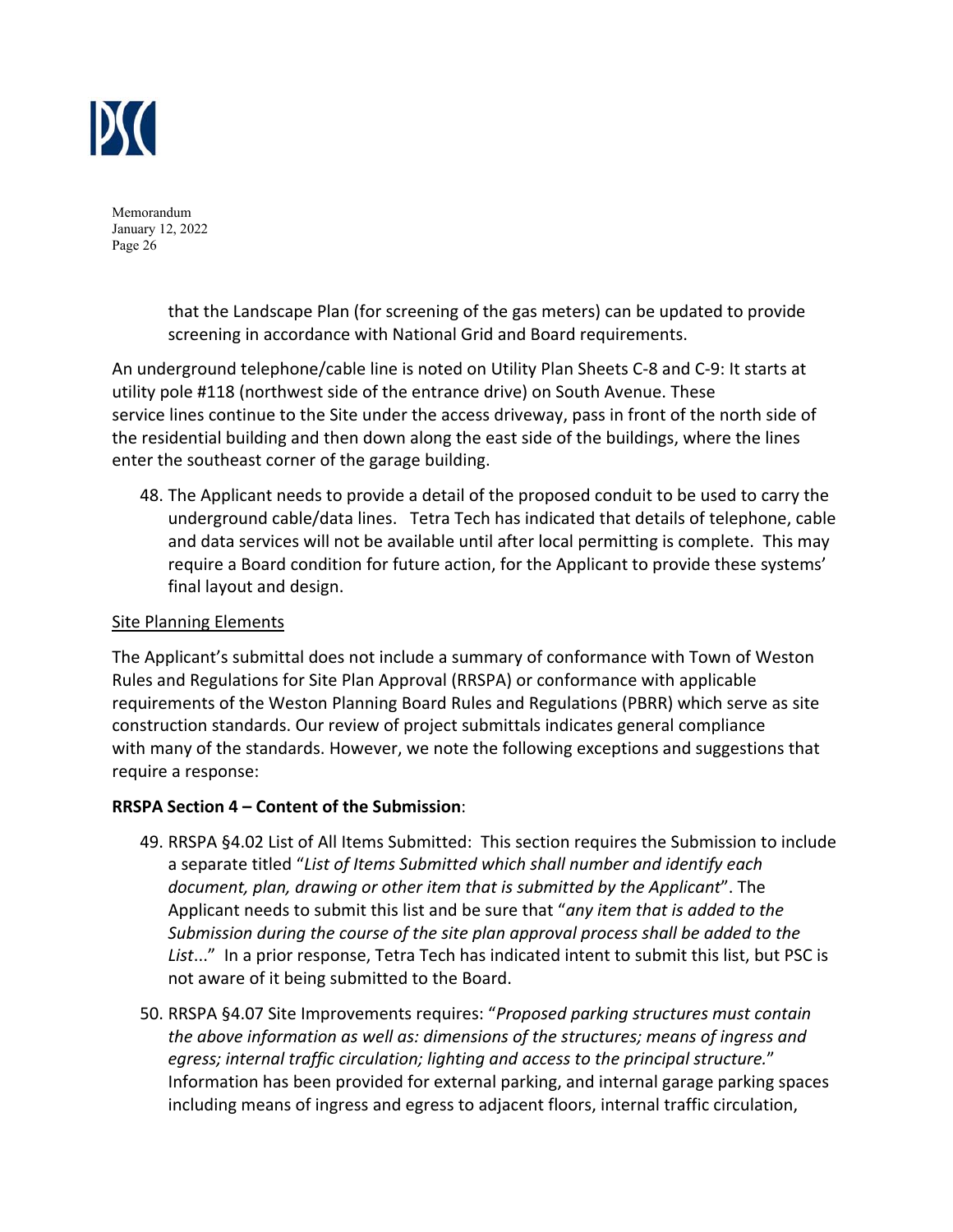that the Landscape Plan (for screening of the gas meters) can be updated to provide screening in accordance with National Grid and Board requirements.

An underground telephone/cable line is noted on Utility Plan Sheets C-8 and C-9: It starts at utility pole #118 (northwest side of the entrance drive) on South Avenue. These service lines continue to the Site under the access driveway, pass in front of the north side of the residential building and then down along the east side of the buildings, where the lines enter the southeast corner of the garage building.

48. The Applicant needs to provide a detail of the proposed conduit to be used to carry the underground cable/data lines. Tetra Tech has indicated that details of telephone, cable and data services will not be available until after local permitting is complete. This may require a Board condition for future action, for the Applicant to provide these systems' final layout and design.

<u>Site Planning Elements</u>

The Applicant's submittal does not include a summary of conformance with Town of Weston Rules and Regulations for Site Plan Approval (RRSPA) or conformance with applicable requirements of the Weston Planning Board Rules and Regulations (PBRR) which serve as site construction standards. Our review of project submittals indicates general compliance with many of the standards. However, we note the following exceptions and suggestions that require a response:

**RRSPA Section 4 – Content of the Submission**:

49. RRSPA §4.02 List of All Items Submitted: This section requires the Submission to include a separate titled "*List of Items Submitted which shall number and identify each document, plan, drawing or other item that is submitted by the Applicant*". The Applicant needs to submit this list and be sure that "*any item that is added to the Submission during the course of the site plan approval process shall be added to the List*..." In a prior response, Tetra Tech has indicated intent to submit this list, but PSC is not aware of it being submitted to the Board.

50. RRSPA §4.07 Site Improvements requires: "*Proposed parking structures must contain the above information as well as: dimensions of the structures; means of ingress and egress; internal traffic circulation; lighting and access to the principal structure.*" Information has been provided for external parking, and internal garage parking spaces including means of ingress and egress to adjacent floors, internal traffic circulation,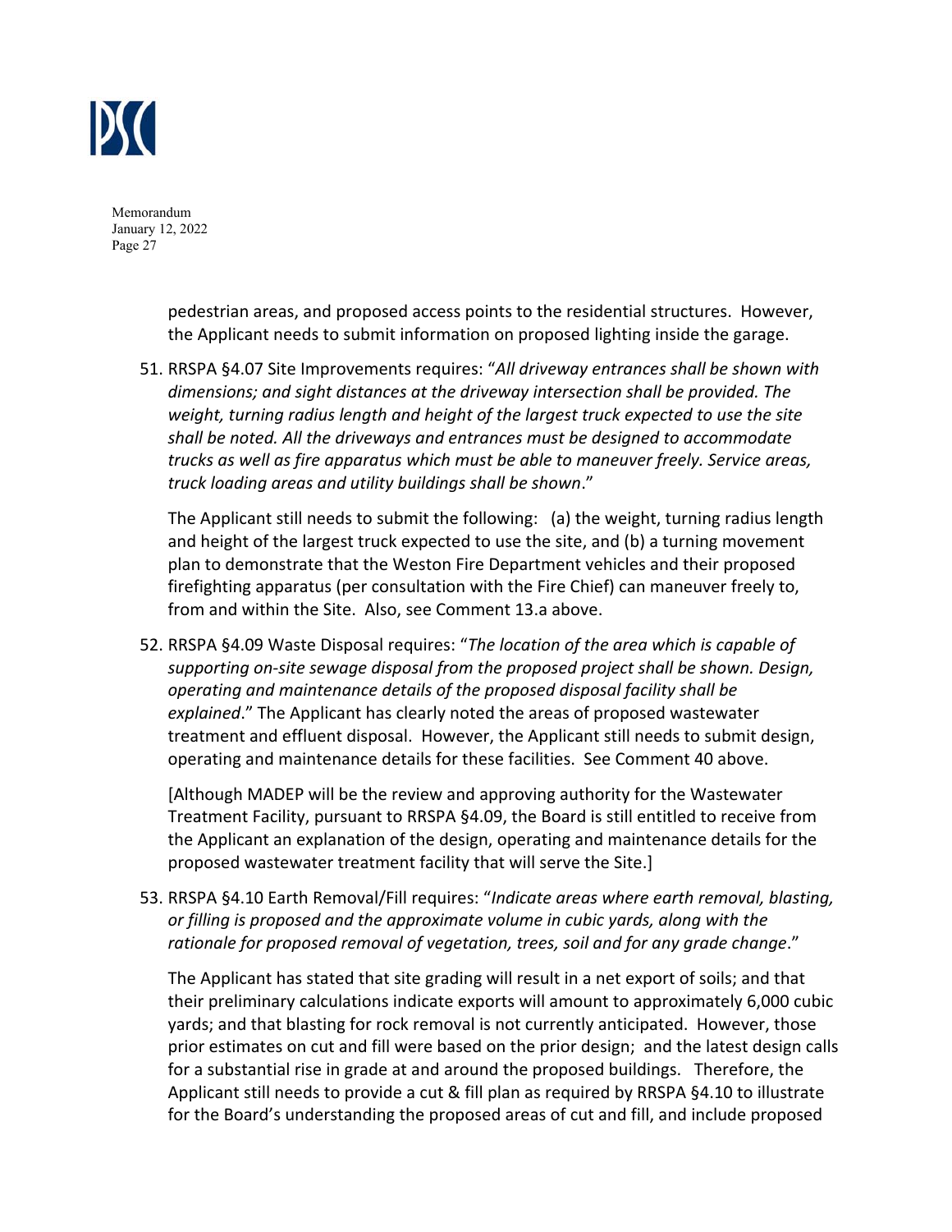pedestrian areas, and proposed access points to the residential structures. However, the Applicant needs to submit information on proposed lighting inside the garage.

51. RRSPA §4.07 Site Improvements requires: "*All driveway entrances shall be shown with dimensions; and sight distances at the driveway intersection shall be provided. The weight, turning radius length and height of the largest truck expected to use the site shall be noted. All the driveways and entrances must be designed to accommodate trucks as well as fire apparatus which must be able to maneuver freely. Service areas, truck loading areas and utility buildings shall be shown*."

   The Applicant still needs to submit the following: (a) the weight, turning radius length and height of the largest truck expected to use the site, and (b) a turning movement plan to demonstrate that the Weston Fire Department vehicles and their proposed firefighting apparatus (per consultation with the Fire Chief) can maneuver freely to, from and within the Site. Also, see Comment 13.a above.

52. RRSPA §4.09 Waste Disposal requires: "*The location of the area which is capable of supporting on-site sewage disposal from the proposed project shall be shown. Design, operating and maintenance details of the proposed disposal facility shall be explained*." The Applicant has clearly noted the areas of proposed wastewater treatment and effluent disposal. However, the Applicant still needs to submit design, operating and maintenance details for these facilities. See Comment 40 above.

   [Although MADEP will be the review and approving authority for the Wastewater Treatment Facility, pursuant to RRSPA §4.09, the Board is still entitled to receive from the Applicant an explanation of the design, operating and maintenance details for the proposed wastewater treatment facility that will serve the Site.]

53. RRSPA §4.10 Earth Removal/Fill requires: "*Indicate areas where earth removal, blasting, or filling is proposed and the approximate volume in cubic yards, along with the rationale for proposed removal of vegetation, trees, soil and for any grade change*."

   The Applicant has stated that site grading will result in a net export of soils; and that their preliminary calculations indicate exports will amount to approximately 6,000 cubic yards; and that blasting for rock removal is not currently anticipated. However, those prior estimates on cut and fill were based on the prior design; and the latest design calls for a substantial rise in grade at and around the proposed buildings. Therefore, the Applicant still needs to provide a cut & fill plan as required by RRSPA §4.10 to illustrate for the Board's understanding the proposed areas of cut and fill, and include proposed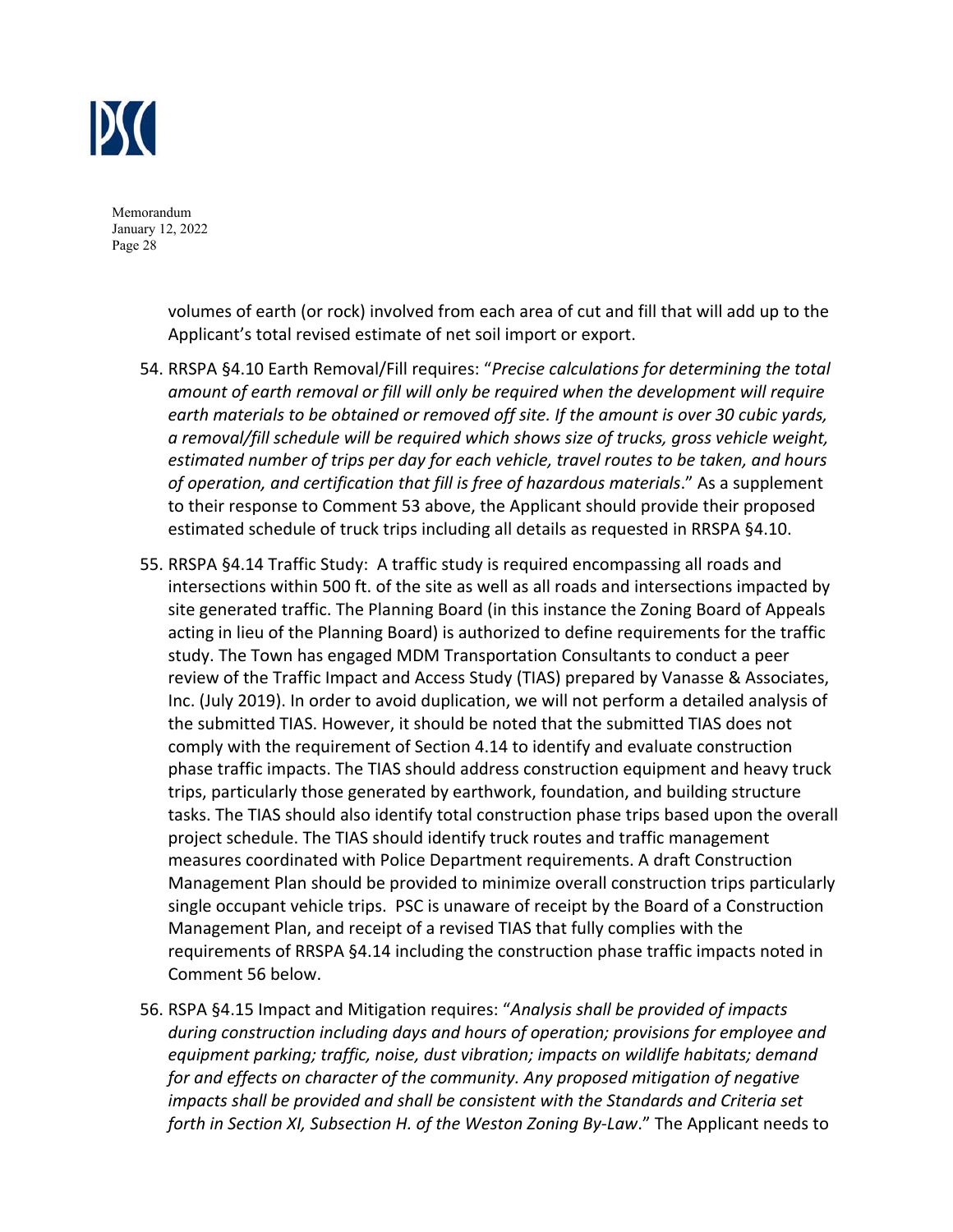volumes of earth (or rock) involved from each area of cut and fill that will add up to the Applicant's total revised estimate of net soil import or export.

54. RRSPA §4.10 Earth Removal/Fill requires: "*Precise calculations for determining the total amount of earth removal or fill will only be required when the development will require earth materials to be obtained or removed off site. If the amount is over 30 cubic yards, a removal/fill schedule will be required which shows size of trucks, gross vehicle weight, estimated number of trips per day for each vehicle, travel routes to be taken, and hours of operation, and certification that fill is free of hazardous materials*." As a supplement to their response to Comment 53 above, the Applicant should provide their proposed estimated schedule of truck trips including all details as requested in RRSPA §4.10.

55. RRSPA §4.14 Traffic Study: A traffic study is required encompassing all roads and intersections within 500 ft. of the site as well as all roads and intersections impacted by site generated traffic. The Planning Board (in this instance the Zoning Board of Appeals acting in lieu of the Planning Board) is authorized to define requirements for the traffic study. The Town has engaged MDM Transportation Consultants to conduct a peer review of the Traffic Impact and Access Study (TIAS) prepared by Vanasse & Associates, Inc. (July 2019). In order to avoid duplication, we will not perform a detailed analysis of the submitted TIAS. However, it should be noted that the submitted TIAS does not comply with the requirement of Section 4.14 to identify and evaluate construction phase traffic impacts. The TIAS should address construction equipment and heavy truck trips, particularly those generated by earthwork, foundation, and building structure tasks. The TIAS should also identify total construction phase trips based upon the overall project schedule. The TIAS should identify truck routes and traffic management measures coordinated with Police Department requirements. A draft Construction Management Plan should be provided to minimize overall construction trips particularly single occupant vehicle trips. PSC is unaware of receipt by the Board of a Construction Management Plan, and receipt of a revised TIAS that fully complies with the requirements of RRSPA §4.14 including the construction phase traffic impacts noted in Comment 56 below.

56. RSPA §4.15 Impact and Mitigation requires: "*Analysis shall be provided of impacts during construction including days and hours of operation; provisions for employee and equipment parking; traffic, noise, dust vibration; impacts on wildlife habitats; demand for and effects on character of the community. Any proposed mitigation of negative impacts shall be provided and shall be consistent with the Standards and Criteria set forth in Section XI, Subsection H. of the Weston Zoning By-Law*." The Applicant needs to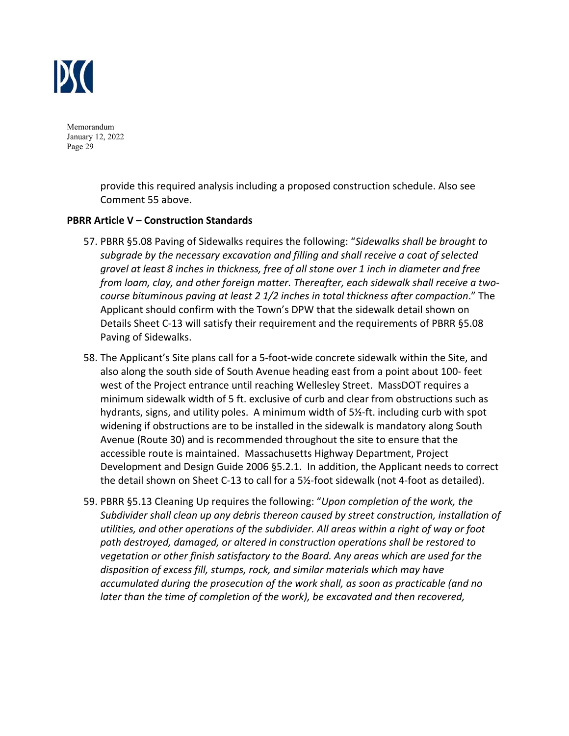provide this required analysis including a proposed construction schedule. Also see Comment 55 above.

**PBRR Article V – Construction Standards**

57. PBRR §5.08 Paving of Sidewalks requires the following: "*Sidewalks shall be brought to subgrade by the necessary excavation and filling and shall receive a coat of selected gravel at least 8 inches in thickness, free of all stone over 1 inch in diameter and free from loam, clay, and other foreign matter. Thereafter, each sidewalk shall receive a two-course bituminous paving at least 2 1/2 inches in total thickness after compaction*." The Applicant should confirm with the Town's DPW that the sidewalk detail shown on Details Sheet C-13 will satisfy their requirement and the requirements of PBRR §5.08 Paving of Sidewalks.

58. The Applicant's Site plans call for a 5-foot-wide concrete sidewalk within the Site, and also along the south side of South Avenue heading east from a point about 100- feet west of the Project entrance until reaching Wellesley Street. MassDOT requires a minimum sidewalk width of 5 ft. exclusive of curb and clear from obstructions such as hydrants, signs, and utility poles. A minimum width of 5½-ft. including curb with spot widening if obstructions are to be installed in the sidewalk is mandatory along South Avenue (Route 30) and is recommended throughout the site to ensure that the accessible route is maintained. Massachusetts Highway Department, Project Development and Design Guide 2006 §5.2.1. In addition, the Applicant needs to correct the detail shown on Sheet C-13 to call for a 5½-foot sidewalk (not 4-foot as detailed).

59. PBRR §5.13 Cleaning Up requires the following: "*Upon completion of the work, the Subdivider shall clean up any debris thereon caused by street construction, installation of utilities, and other operations of the subdivider. All areas within a right of way or foot path destroyed, damaged, or altered in construction operations shall be restored to vegetation or other finish satisfactory to the Board. Any areas which are used for the disposition of excess fill, stumps, rock, and similar materials which may have accumulated during the prosecution of the work shall, as soon as practicable (and no later than the time of completion of the work), be excavated and then recovered,*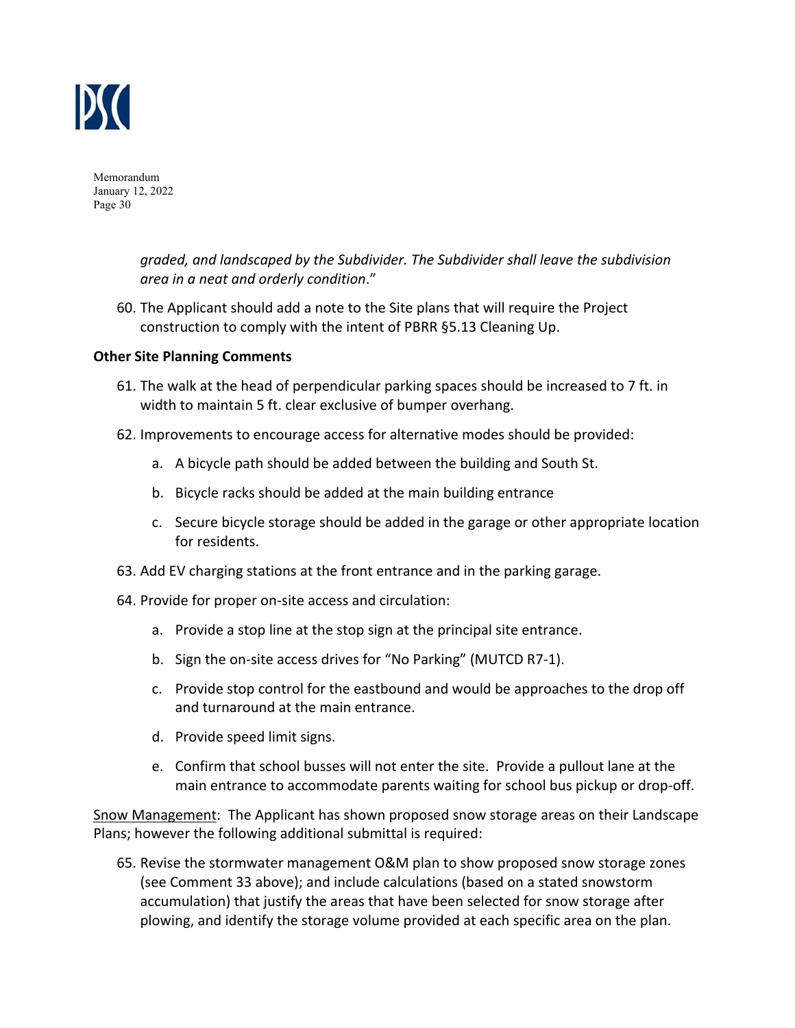*graded, and landscaped by the Subdivider. The Subdivider shall leave the subdivision area in a neat and orderly condition*."

60. The Applicant should add a note to the Site plans that will require the Project construction to comply with the intent of PBRR §5.13 Cleaning Up.

**Other Site Planning Comments**

61. The walk at the head of perpendicular parking spaces should be increased to 7 ft. in width to maintain 5 ft. clear exclusive of bumper overhang.
62. Improvements to encourage access for alternative modes should be provided:
    a. A bicycle path should be added between the building and South St.
    b. Bicycle racks should be added at the main building entrance
    c. Secure bicycle storage should be added in the garage or other appropriate location for residents.
63. Add EV charging stations at the front entrance and in the parking garage.
64. Provide for proper on-site access and circulation:
    a. Provide a stop line at the stop sign at the principal site entrance.
    b. Sign the on-site access drives for "No Parking" (MUTCD R7-1).
    c. Provide stop control for the eastbound and would be approaches to the drop off and turnaround at the main entrance.
    d. Provide speed limit signs.
    e. Confirm that school busses will not enter the site. Provide a pullout lane at the main entrance to accommodate parents waiting for school bus pickup or drop-off.

<u>Snow Management</u>: The Applicant has shown proposed snow storage areas on their Landscape Plans; however the following additional submittal is required:

65. Revise the stormwater management O&M plan to show proposed snow storage zones (see Comment 33 above); and include calculations (based on a stated snowstorm accumulation) that justify the areas that have been selected for snow storage after plowing, and identify the storage volume provided at each specific area on the plan.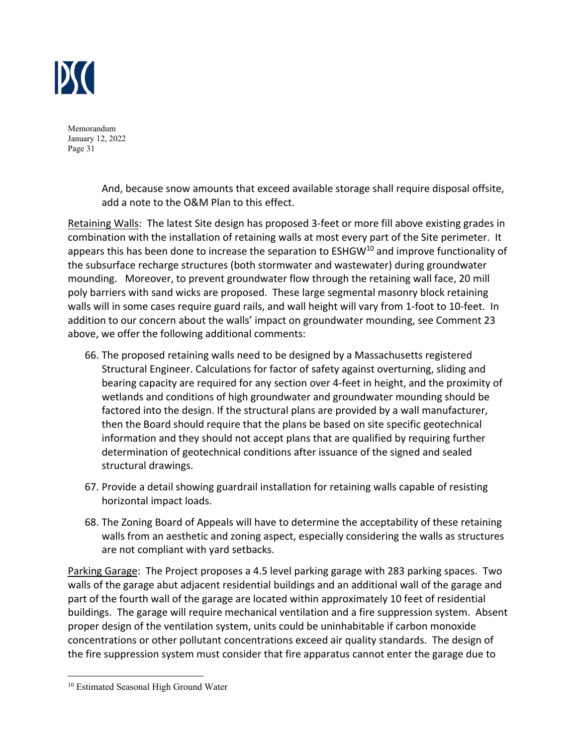And, because snow amounts that exceed available storage shall require disposal offsite, add a note to the O&M Plan to this effect.

Retaining Walls: The latest Site design has proposed 3-feet or more fill above existing grades in combination with the installation of retaining walls at most every part of the Site perimeter. It appears this has been done to increase the separation to ESHGW[10] and improve functionality of the subsurface recharge structures (both stormwater and wastewater) during groundwater mounding. Moreover, to prevent groundwater flow through the retaining wall face, 20 mill poly barriers with sand wicks are proposed. These large segmental masonry block retaining walls will in some cases require guard rails, and wall height will vary from 1-foot to 10-feet. In addition to our concern about the walls' impact on groundwater mounding, see Comment 23 above, we offer the following additional comments:

66. The proposed retaining walls need to be designed by a Massachusetts registered Structural Engineer. Calculations for factor of safety against overturning, sliding and bearing capacity are required for any section over 4-feet in height, and the proximity of wetlands and conditions of high groundwater and groundwater mounding should be factored into the design. If the structural plans are provided by a wall manufacturer, then the Board should require that the plans be based on site specific geotechnical information and they should not accept plans that are qualified by requiring further determination of geotechnical conditions after issuance of the signed and sealed structural drawings.
67. Provide a detail showing guardrail installation for retaining walls capable of resisting horizontal impact loads.
68. The Zoning Board of Appeals will have to determine the acceptability of these retaining walls from an aesthetic and zoning aspect, especially considering the walls as structures are not compliant with yard setbacks.

Parking Garage: The Project proposes a 4.5 level parking garage with 283 parking spaces. Two walls of the garage abut adjacent residential buildings and an additional wall of the garage and part of the fourth wall of the garage are located within approximately 10 feet of residential buildings. The garage will require mechanical ventilation and a fire suppression system. Absent proper design of the ventilation system, units could be uninhabitable if carbon monoxide concentrations or other pollutant concentrations exceed air quality standards. The design of the fire suppression system must consider that fire apparatus cannot enter the garage due to

[10] Estimated Seasonal High Ground Water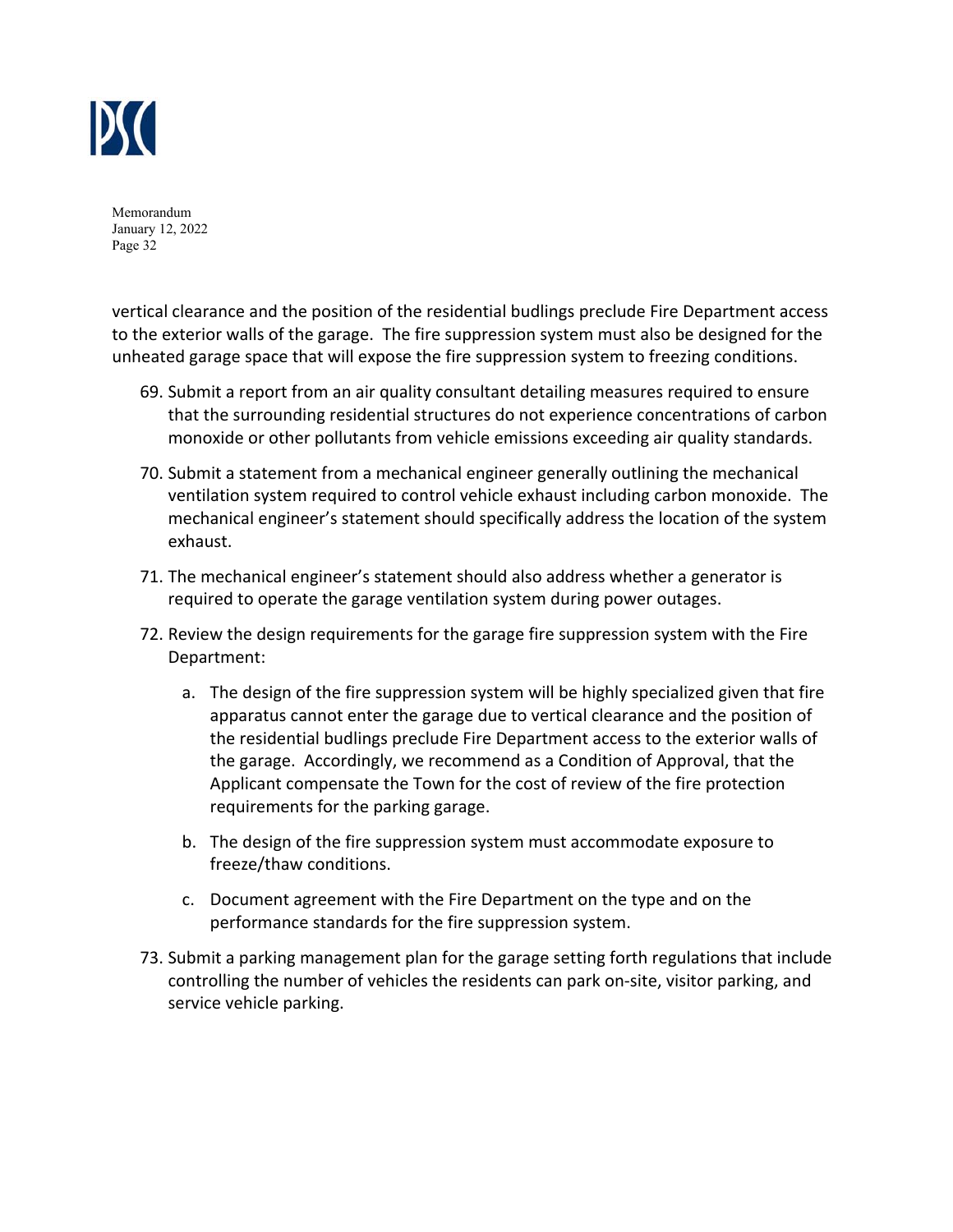vertical clearance and the position of the residential budlings preclude Fire Department access to the exterior walls of the garage. The fire suppression system must also be designed for the unheated garage space that will expose the fire suppression system to freezing conditions.

69. Submit a report from an air quality consultant detailing measures required to ensure that the surrounding residential structures do not experience concentrations of carbon monoxide or other pollutants from vehicle emissions exceeding air quality standards.

70. Submit a statement from a mechanical engineer generally outlining the mechanical ventilation system required to control vehicle exhaust including carbon monoxide. The mechanical engineer's statement should specifically address the location of the system exhaust.

71. The mechanical engineer's statement should also address whether a generator is required to operate the garage ventilation system during power outages.

72. Review the design requirements for the garage fire suppression system with the Fire Department:

    a. The design of the fire suppression system will be highly specialized given that fire apparatus cannot enter the garage due to vertical clearance and the position of the residential budlings preclude Fire Department access to the exterior walls of the garage. Accordingly, we recommend as a Condition of Approval, that the Applicant compensate the Town for the cost of review of the fire protection requirements for the parking garage.

    b. The design of the fire suppression system must accommodate exposure to freeze/thaw conditions.

    c. Document agreement with the Fire Department on the type and on the performance standards for the fire suppression system.

73. Submit a parking management plan for the garage setting forth regulations that include controlling the number of vehicles the residents can park on-site, visitor parking, and service vehicle parking.